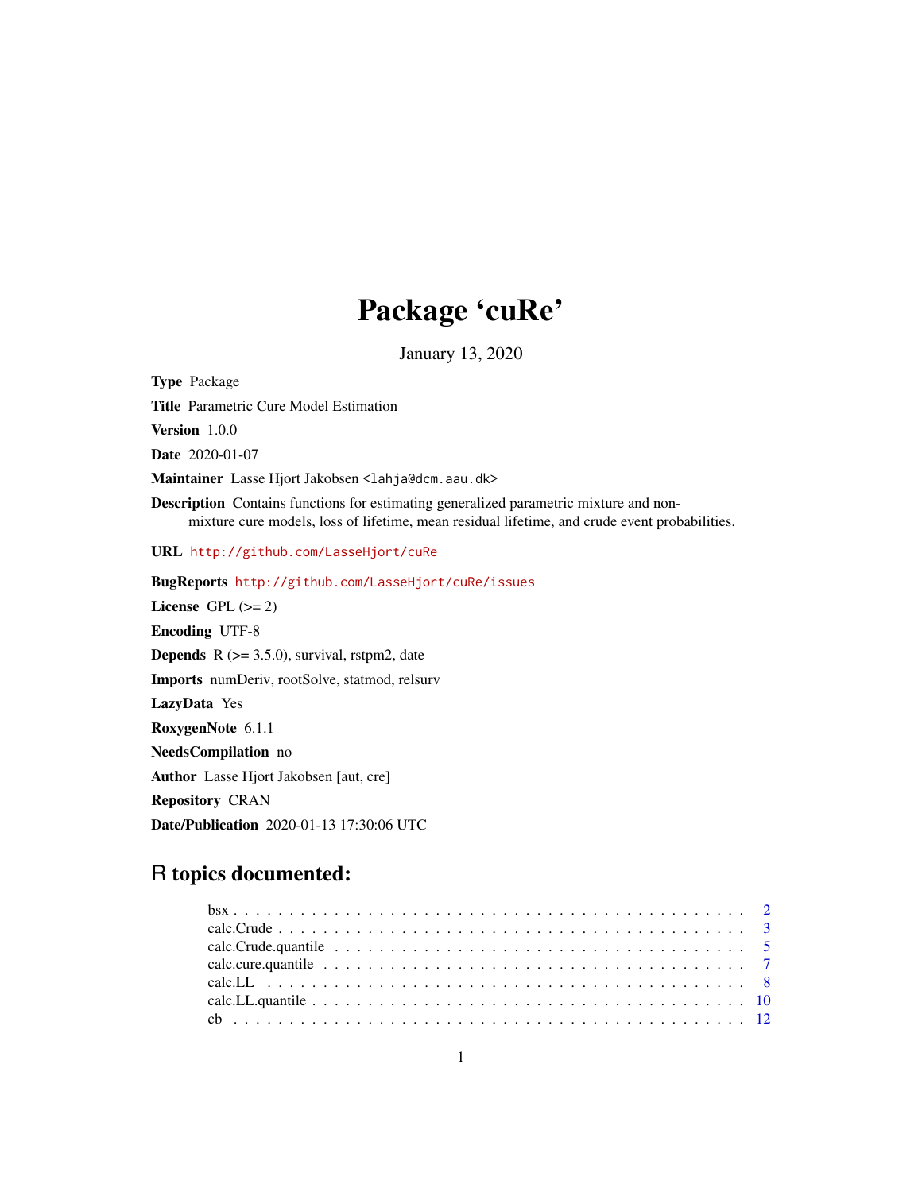# Package 'cuRe'

January 13, 2020

**Type** Package

**Title** Parametric Cure Model Estimation

**Version** 1.0.0

**Date** 2020-01-07

**Maintainer** Lasse Hjort Jakobsen <lahja@dcm.aau.dk>

**Description** Contains functions for estimating generalized parametric mixture and non-mixture cure models, loss of lifetime, mean residual lifetime, and crude event probabilities.

**URL** http://github.com/LasseHjort/cuRe

**BugReports** http://github.com/LasseHjort/cuRe/issues

**License** GPL (>= 2)

**Encoding** UTF-8

**Depends** R (>= 3.5.0), survival, rstpm2, date

**Imports** numDeriv, rootSolve, statmod, relsurv

**LazyData** Yes

**RoxygenNote** 6.1.1

**NeedsCompilation** no

**Author** Lasse Hjort Jakobsen [aut, cre]

**Repository** CRAN

**Date/Publication** 2020-01-13 17:30:06 UTC

## R topics documented:

- bsx . . . . . . . . . . . . . . . . . . . . . . . . . . . . . . . . . . . . . . . . . . 2
- calc.Crude . . . . . . . . . . . . . . . . . . . . . . . . . . . . . . . . . . . . . . . 3
- calc.Crude.quantile . . . . . . . . . . . . . . . . . . . . . . . . . . . . . . . . . . 5
- calc.cure.quantile . . . . . . . . . . . . . . . . . . . . . . . . . . . . . . . . . . . 7
- calc.LL . . . . . . . . . . . . . . . . . . . . . . . . . . . . . . . . . . . . . . . . 8
- calc.LL.quantile . . . . . . . . . . . . . . . . . . . . . . . . . . . . . . . . . . . 10
- cb . . . . . . . . . . . . . . . . . . . . . . . . . . . . . . . . . . . . . . . . . . 12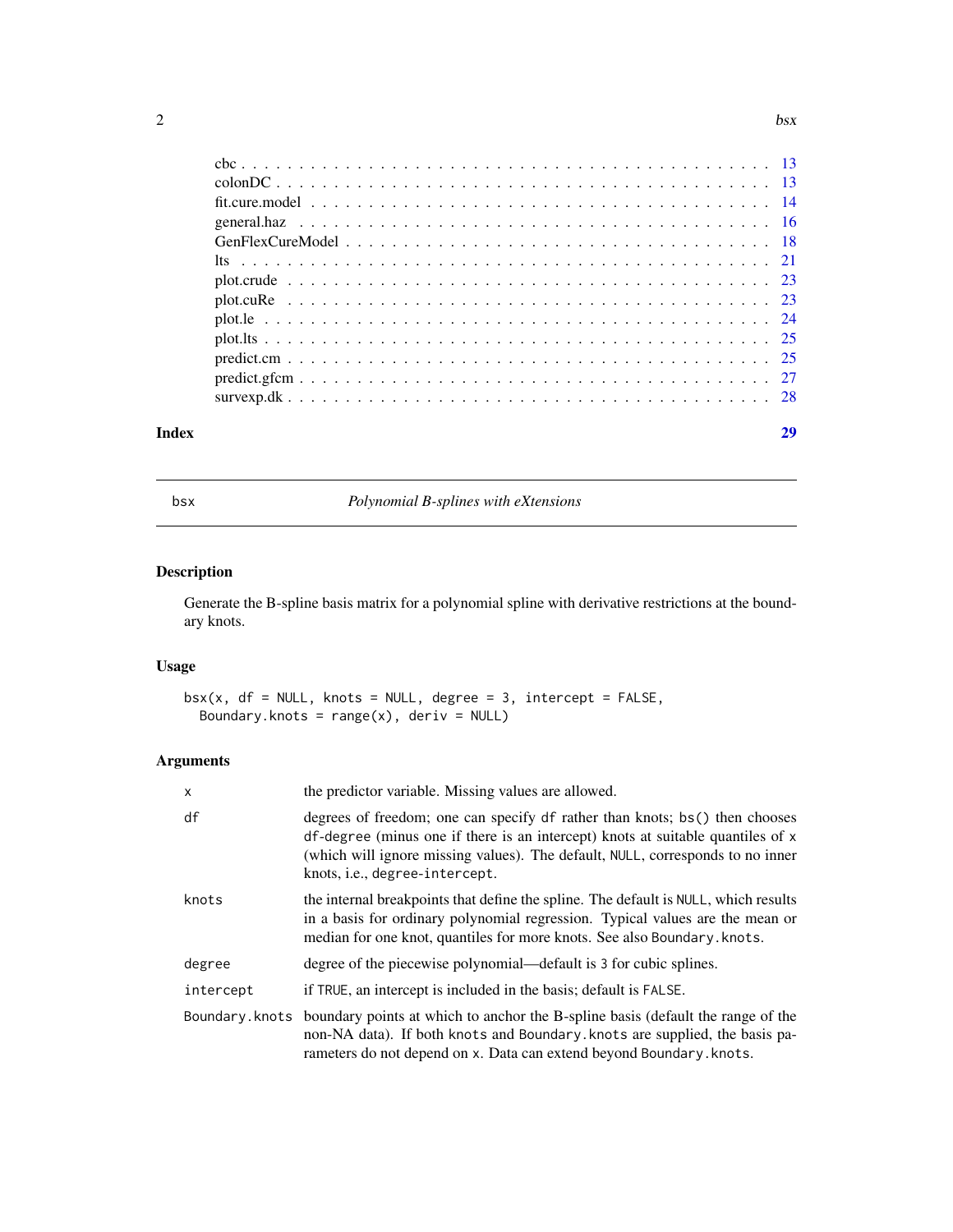cbc . . . . . . . . . . . . . . . . . . . . . . . . . . . . . . . . . . . . . . . . . . . 13
colonDC . . . . . . . . . . . . . . . . . . . . . . . . . . . . . . . . . . . . . . . . . 13
fit.cure.model . . . . . . . . . . . . . . . . . . . . . . . . . . . . . . . . . . . . . . 14
general.haz . . . . . . . . . . . . . . . . . . . . . . . . . . . . . . . . . . . . . . . 16
GenFlexCureModel . . . . . . . . . . . . . . . . . . . . . . . . . . . . . . . . . . . . 18
lts . . . . . . . . . . . . . . . . . . . . . . . . . . . . . . . . . . . . . . . . . . . . 21
plot.crude . . . . . . . . . . . . . . . . . . . . . . . . . . . . . . . . . . . . . . . . 23
plot.cuRe . . . . . . . . . . . . . . . . . . . . . . . . . . . . . . . . . . . . . . . . 23
plot.le . . . . . . . . . . . . . . . . . . . . . . . . . . . . . . . . . . . . . . . . . . 24
plot.lts . . . . . . . . . . . . . . . . . . . . . . . . . . . . . . . . . . . . . . . . . 25
predict.cm . . . . . . . . . . . . . . . . . . . . . . . . . . . . . . . . . . . . . . . . 25
predict.gfcm . . . . . . . . . . . . . . . . . . . . . . . . . . . . . . . . . . . . . . 27
survexp.dk . . . . . . . . . . . . . . . . . . . . . . . . . . . . . . . . . . . . . . . . 28

**Index** 29

---

# bsx — *Polynomial B-splines with eXtensions*

## Description

Generate the B-spline basis matrix for a polynomial spline with derivative restrictions at the boundary knots.

## Usage

```
bsx(x, df = NULL, knots = NULL, degree = 3, intercept = FALSE,
  Boundary.knots = range(x), deriv = NULL)
```

## Arguments

| | |
|---|---|
| `x` | the predictor variable. Missing values are allowed. |
| `df` | degrees of freedom; one can specify `df` rather than knots; `bs()` then chooses `df-degree` (minus one if there is an intercept) knots at suitable quantiles of `x` (which will ignore missing values). The default, `NULL`, corresponds to no inner knots, i.e., `degree-intercept`. |
| `knots` | the internal breakpoints that define the spline. The default is `NULL`, which results in a basis for ordinary polynomial regression. Typical values are the mean or median for one knot, quantiles for more knots. See also `Boundary.knots`. |
| `degree` | degree of the piecewise polynomial—default is `3` for cubic splines. |
| `intercept` | if `TRUE`, an intercept is included in the basis; default is `FALSE`. |
| `Boundary.knots` | boundary points at which to anchor the B-spline basis (default the range of the non-NA data). If both `knots` and `Boundary.knots` are supplied, the basis parameters do not depend on `x`. Data can extend beyond `Boundary.knots`. |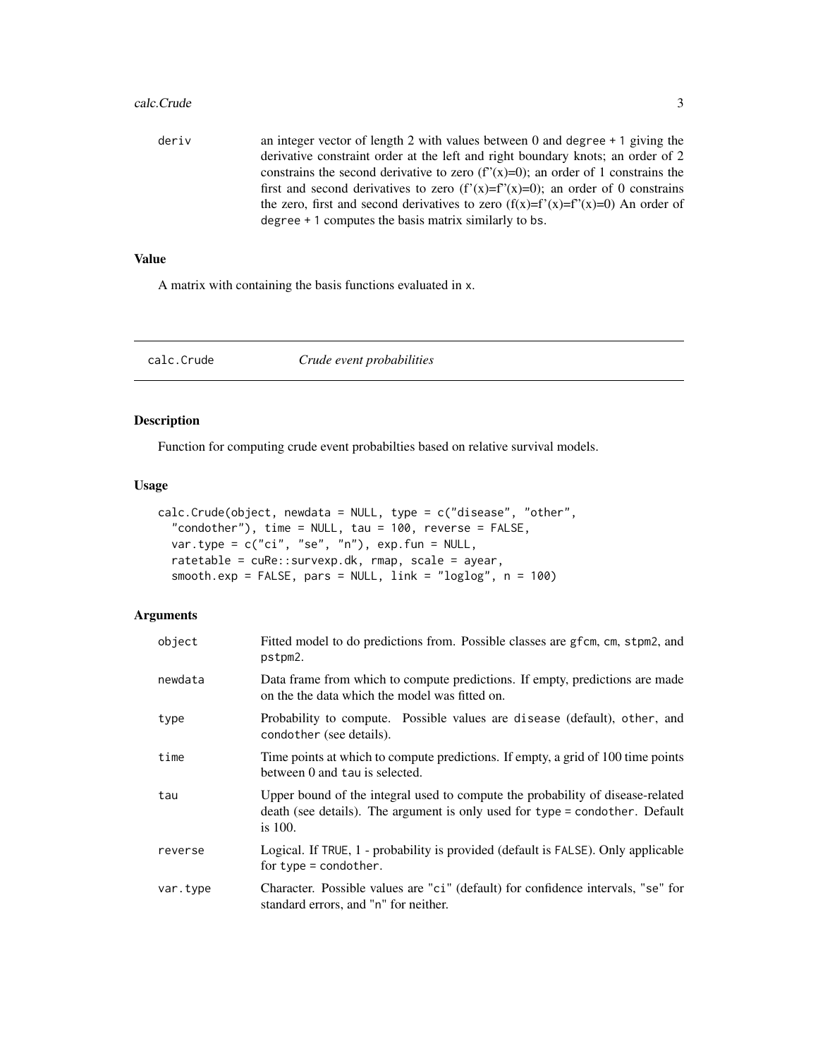| | |
|---|---|
| deriv | an integer vector of length 2 with values between 0 and degree + 1 giving the derivative constraint order at the left and right boundary knots; an order of 2 constrains the second derivative to zero (f''(x)=0); an order of 1 constrains the first and second derivatives to zero (f'(x)=f''(x)=0); an order of 0 constrains the zero, first and second derivatives to zero (f(x)=f'(x)=f''(x)=0) An order of degree + 1 computes the basis matrix similarly to bs. |

### Value

A matrix with containing the basis functions evaluated in x.

---

## calc.Crude *Crude event probabilities*

---

### Description

Function for computing crude event probabilties based on relative survival models.

### Usage

```
calc.Crude(object, newdata = NULL, type = c("disease", "other",
  "condother"), time = NULL, tau = 100, reverse = FALSE,
  var.type = c("ci", "se", "n"), exp.fun = NULL,
  ratetable = cuRe::survexp.dk, rmap, scale = ayear,
  smooth.exp = FALSE, pars = NULL, link = "loglog", n = 100)
```

### Arguments

| | |
|---|---|
| object | Fitted model to do predictions from. Possible classes are gfcm, cm, stpm2, and pstpm2. |
| newdata | Data frame from which to compute predictions. If empty, predictions are made on the the data which the model was fitted on. |
| type | Probability to compute. Possible values are disease (default), other, and condother (see details). |
| time | Time points at which to compute predictions. If empty, a grid of 100 time points between 0 and tau is selected. |
| tau | Upper bound of the integral used to compute the probability of disease-related death (see details). The argument is only used for type = condother. Default is 100. |
| reverse | Logical. If TRUE, 1 - probability is provided (default is FALSE). Only applicable for type = condother. |
| var.type | Character. Possible values are "ci" (default) for confidence intervals, "se" for standard errors, and "n" for neither. |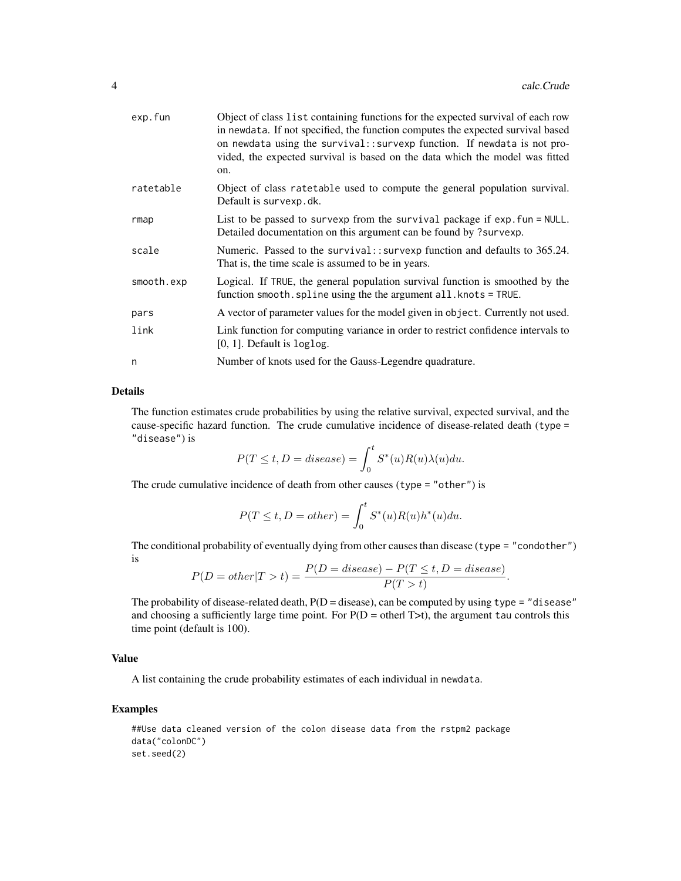| | |
|---|---|
| exp.fun | Object of class list containing functions for the expected survival of each row in newdata. If not specified, the function computes the expected survival based on newdata using the survival::survexp function. If newdata is not provided, the expected survival is based on the data which the model was fitted on. |
| ratetable | Object of class ratetable used to compute the general population survival. Default is survexp.dk. |
| rmap | List to be passed to survexp from the survival package if exp.fun = NULL. Detailed documentation on this argument can be found by ?survexp. |
| scale | Numeric. Passed to the survival::survexp function and defaults to 365.24. That is, the time scale is assumed to be in years. |
| smooth.exp | Logical. If TRUE, the general population survival function is smoothed by the function smooth.spline using the the argument all.knots = TRUE. |
| pars | A vector of parameter values for the model given in object. Currently not used. |
| link | Link function for computing variance in order to restrict confidence intervals to [0, 1]. Default is loglog. |
| n | Number of knots used for the Gauss-Legendre quadrature. |

## Details

The function estimates crude probabilities by using the relative survival, expected survival, and the cause-specific hazard function. The crude cumulative incidence of disease-related death (type = "disease") is

$$P(T \leq t, D = disease) = \int_0^t S^*(u)R(u)\lambda(u)du.$$

The crude cumulative incidence of death from other causes (type = "other") is

$$P(T \leq t, D = other) = \int_0^t S^*(u)R(u)h^*(u)du.$$

The conditional probability of eventually dying from other causes than disease (type = "condother") is

$$P(D = other | T > t) = \frac{P(D = disease) - P(T \leq t, D = disease)}{P(T > t)}.$$

The probability of disease-related death, P(D = disease), can be computed by using type = "disease" and choosing a sufficiently large time point. For P(D = other| T>t), the argument tau controls this time point (default is 100).

## Value

A list containing the crude probability estimates of each individual in newdata.

## Examples

```
##Use data cleaned version of the colon disease data from the rstpm2 package
data("colonDC")
set.seed(2)
```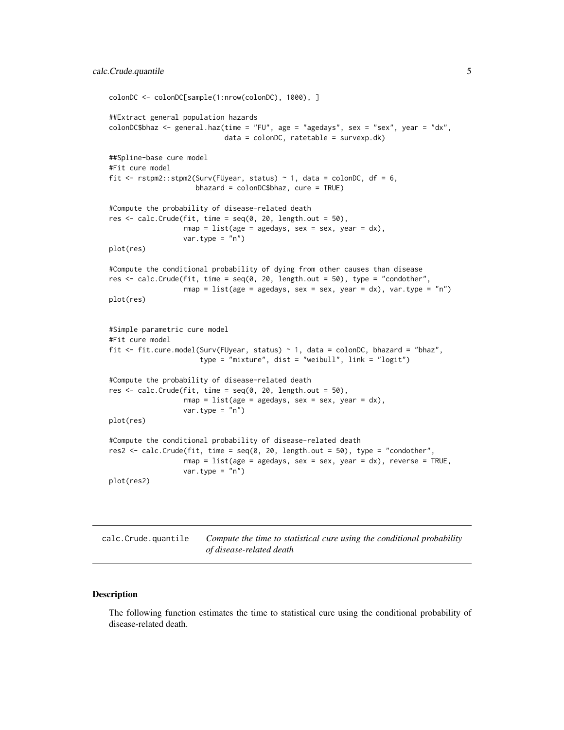```
colonDC <- colonDC[sample(1:nrow(colonDC), 1000), ]

##Extract general population hazards
colonDC$bhaz <- general.haz(time = "FU", age = "agedays", sex = "sex", year = "dx",
                            data = colonDC, ratetable = survexp.dk)

##Spline-base cure model
#Fit cure model
fit <- rstpm2::stpm2(Surv(FUyear, status) ~ 1, data = colonDC, df = 6,
                     bhazard = colonDC$bhaz, cure = TRUE)

#Compute the probability of disease-related death
res <- calc.Crude(fit, time = seq(0, 20, length.out = 50),
                  rmap = list(age = agedays, sex = sex, year = dx),
                  var.type = "n")
plot(res)

#Compute the conditional probability of dying from other causes than disease
res <- calc.Crude(fit, time = seq(0, 20, length.out = 50), type = "condother",
                  rmap = list(age = agedays, sex = sex, year = dx), var.type = "n")
plot(res)


#Simple parametric cure model
#Fit cure model
fit <- fit.cure.model(Surv(FUyear, status) ~ 1, data = colonDC, bhazard = "bhaz",
                      type = "mixture", dist = "weibull", link = "logit")

#Compute the probability of disease-related death
res <- calc.Crude(fit, time = seq(0, 20, length.out = 50),
                  rmap = list(age = agedays, sex = sex, year = dx),
                  var.type = "n")
plot(res)

#Compute the conditional probability of disease-related death
res2 <- calc.Crude(fit, time = seq(0, 20, length.out = 50), type = "condother",
                  rmap = list(age = agedays, sex = sex, year = dx), reverse = TRUE,
                  var.type = "n")
plot(res2)
```

---

## calc.Crude.quantile — *Compute the time to statistical cure using the conditional probability of disease-related death*

---

### Description

The following function estimates the time to statistical cure using the conditional probability of disease-related death.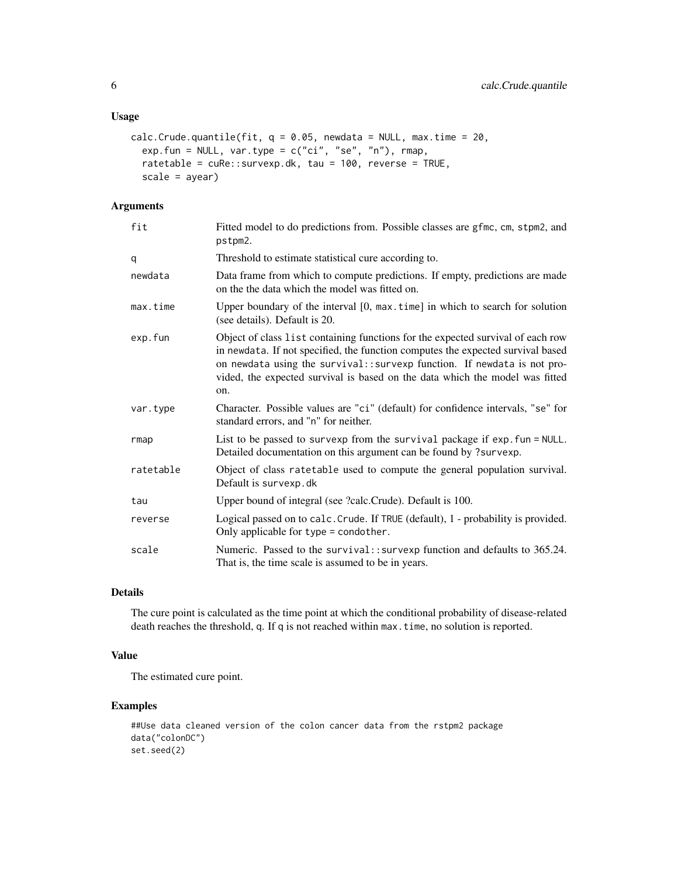### Usage

```
calc.Crude.quantile(fit, q = 0.05, newdata = NULL, max.time = 20,
  exp.fun = NULL, var.type = c("ci", "se", "n"), rmap,
  ratetable = cuRe::survexp.dk, tau = 100, reverse = TRUE,
  scale = ayear)
```

### Arguments

| | |
|---|---|
| fit | Fitted model to do predictions from. Possible classes are gfmc, cm, stpm2, and pstpm2. |
| q | Threshold to estimate statistical cure according to. |
| newdata | Data frame from which to compute predictions. If empty, predictions are made on the the data which the model was fitted on. |
| max.time | Upper boundary of the interval [0, max.time] in which to search for solution (see details). Default is 20. |
| exp.fun | Object of class list containing functions for the expected survival of each row in newdata. If not specified, the function computes the expected survival based on newdata using the survival::survexp function. If newdata is not provided, the expected survival is based on the data which the model was fitted on. |
| var.type | Character. Possible values are "ci" (default) for confidence intervals, "se" for standard errors, and "n" for neither. |
| rmap | List to be passed to survexp from the survival package if exp.fun = NULL. Detailed documentation on this argument can be found by ?survexp. |
| ratetable | Object of class ratetable used to compute the general population survival. Default is survexp.dk |
| tau | Upper bound of integral (see ?calc.Crude). Default is 100. |
| reverse | Logical passed on to calc.Crude. If TRUE (default), 1 - probability is provided. Only applicable for type = condother. |
| scale | Numeric. Passed to the survival::survexp function and defaults to 365.24. That is, the time scale is assumed to be in years. |

### Details

The cure point is calculated as the time point at which the conditional probability of disease-related death reaches the threshold, q. If q is not reached within max.time, no solution is reported.

### Value

The estimated cure point.

### Examples

```
##Use data cleaned version of the colon cancer data from the rstpm2 package
data("colonDC")
set.seed(2)
```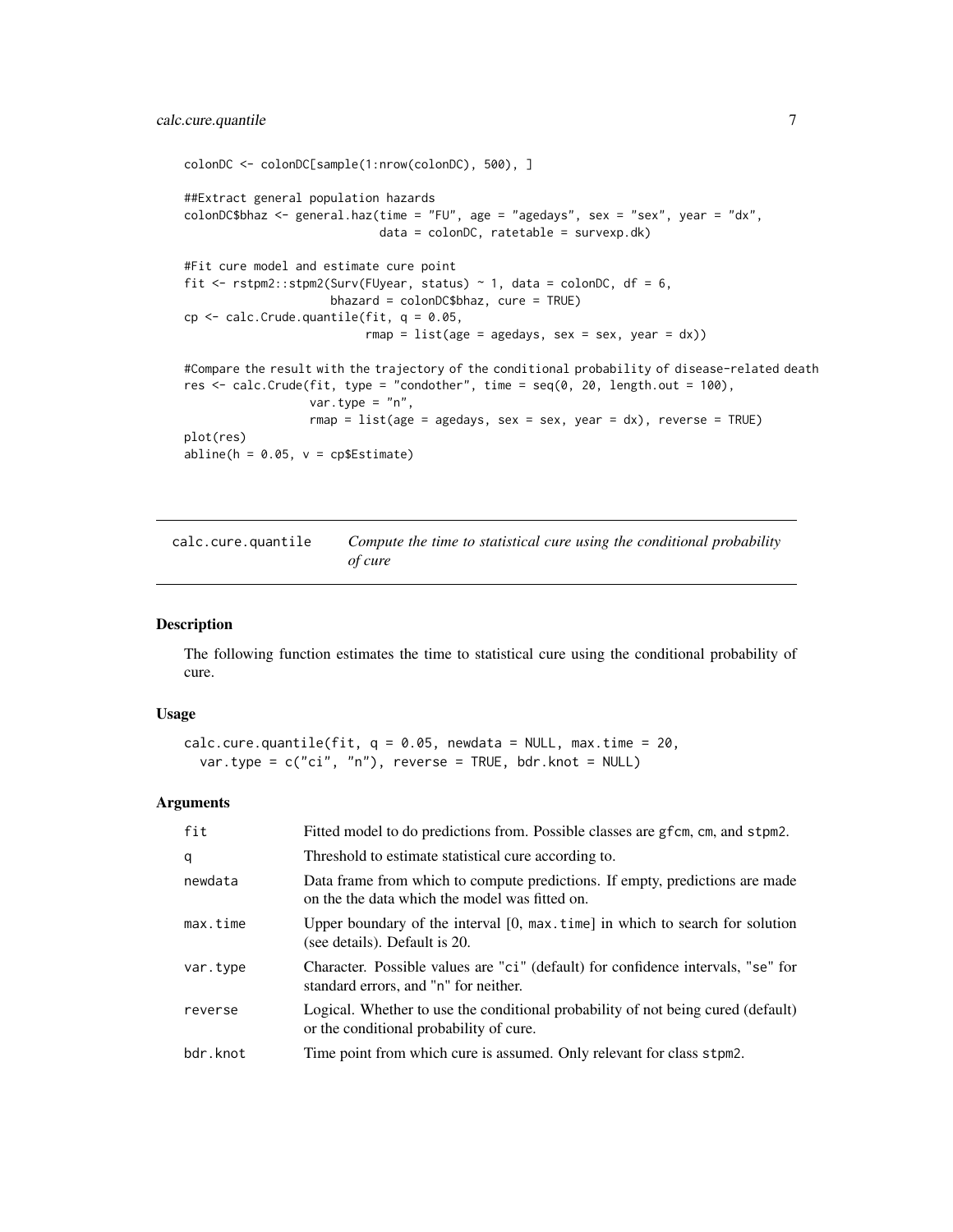```
colonDC <- colonDC[sample(1:nrow(colonDC), 500), ]

##Extract general population hazards
colonDC$bhaz <- general.haz(time = "FU", age = "agedays", sex = "sex", year = "dx",
                            data = colonDC, ratetable = survexp.dk)

#Fit cure model and estimate cure point
fit <- rstpm2::stpm2(Surv(FUyear, status) ~ 1, data = colonDC, df = 6,
                     bhazard = colonDC$bhaz, cure = TRUE)
cp <- calc.Crude.quantile(fit, q = 0.05,
                          rmap = list(age = agedays, sex = sex, year = dx))

#Compare the result with the trajectory of the conditional probability of disease-related death
res <- calc.Crude(fit, type = "condother", time = seq(0, 20, length.out = 100),
                  var.type = "n",
                  rmap = list(age = agedays, sex = sex, year = dx), reverse = TRUE)
plot(res)
abline(h = 0.05, v = cp$Estimate)
```

## calc.cure.quantile — *Compute the time to statistical cure using the conditional probability of cure*

### Description

The following function estimates the time to statistical cure using the conditional probability of cure.

### Usage

```
calc.cure.quantile(fit, q = 0.05, newdata = NULL, max.time = 20,
  var.type = c("ci", "n"), reverse = TRUE, bdr.knot = NULL)
```

### Arguments

| | |
|---|---|
| fit | Fitted model to do predictions from. Possible classes are gfcm, cm, and stpm2. |
| q | Threshold to estimate statistical cure according to. |
| newdata | Data frame from which to compute predictions. If empty, predictions are made on the the data which the model was fitted on. |
| max.time | Upper boundary of the interval [0, max.time] in which to search for solution (see details). Default is 20. |
| var.type | Character. Possible values are "ci" (default) for confidence intervals, "se" for standard errors, and "n" for neither. |
| reverse | Logical. Whether to use the conditional probability of not being cured (default) or the conditional probability of cure. |
| bdr.knot | Time point from which cure is assumed. Only relevant for class stpm2. |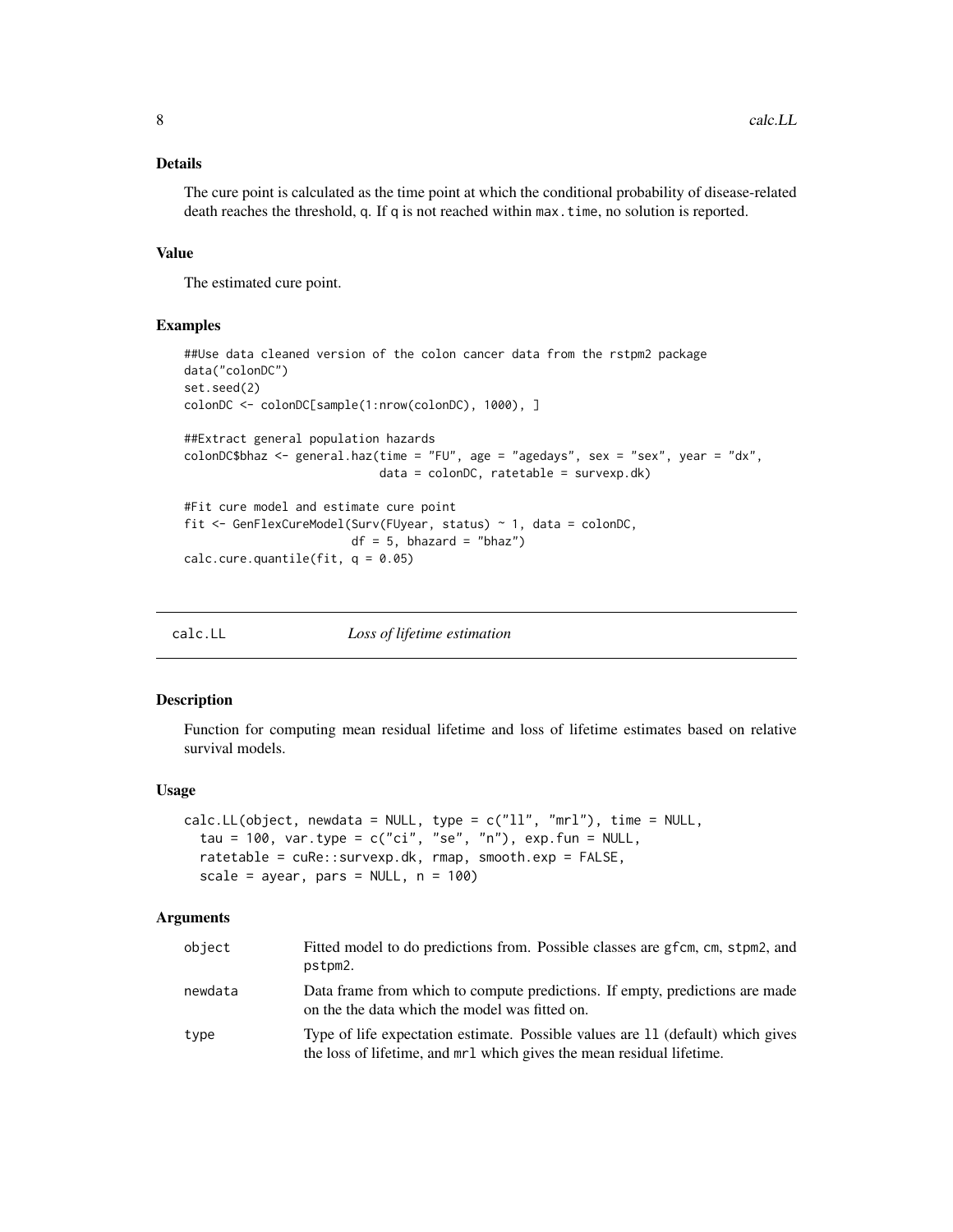### Details

The cure point is calculated as the time point at which the conditional probability of disease-related death reaches the threshold, q. If q is not reached within max.time, no solution is reported.

### Value

The estimated cure point.

### Examples

```
##Use data cleaned version of the colon cancer data from the rstpm2 package
data("colonDC")
set.seed(2)
colonDC <- colonDC[sample(1:nrow(colonDC), 1000), ]

##Extract general population hazards
colonDC$bhaz <- general.haz(time = "FU", age = "agedays", sex = "sex", year = "dx",
                            data = colonDC, ratetable = survexp.dk)

#Fit cure model and estimate cure point
fit <- GenFlexCureModel(Surv(FUyear, status) ~ 1, data = colonDC,
                        df = 5, bhazard = "bhaz")
calc.cure.quantile(fit, q = 0.05)
```

---

## calc.LL — *Loss of lifetime estimation*

### Description

Function for computing mean residual lifetime and loss of lifetime estimates based on relative survival models.

### Usage

```
calc.LL(object, newdata = NULL, type = c("ll", "mrl"), time = NULL,
  tau = 100, var.type = c("ci", "se", "n"), exp.fun = NULL,
  ratetable = cuRe::survexp.dk, rmap, smooth.exp = FALSE,
  scale = ayear, pars = NULL, n = 100)
```

### Arguments

| | |
|---|---|
| object | Fitted model to do predictions from. Possible classes are gfcm, cm, stpm2, and pstpm2. |
| newdata | Data frame from which to compute predictions. If empty, predictions are made on the the data which the model was fitted on. |
| type | Type of life expectation estimate. Possible values are ll (default) which gives the loss of lifetime, and mrl which gives the mean residual lifetime. |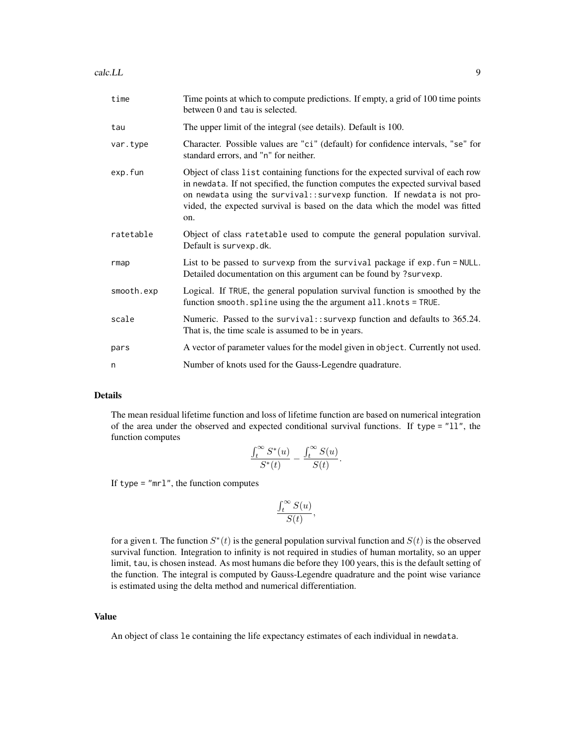| | |
|---|---|
| time | Time points at which to compute predictions. If empty, a grid of 100 time points between 0 and tau is selected. |
| tau | The upper limit of the integral (see details). Default is 100. |
| var.type | Character. Possible values are "ci" (default) for confidence intervals, "se" for standard errors, and "n" for neither. |
| exp.fun | Object of class list containing functions for the expected survival of each row in newdata. If not specified, the function computes the expected survival based on newdata using the survival::survexp function. If newdata is not provided, the expected survival is based on the data which the model was fitted on. |
| ratetable | Object of class ratetable used to compute the general population survival. Default is survexp.dk. |
| rmap | List to be passed to survexp from the survival package if exp.fun = NULL. Detailed documentation on this argument can be found by ?survexp. |
| smooth.exp | Logical. If TRUE, the general population survival function is smoothed by the function smooth.spline using the the argument all.knots = TRUE. |
| scale | Numeric. Passed to the survival::survexp function and defaults to 365.24. That is, the time scale is assumed to be in years. |
| pars | A vector of parameter values for the model given in object. Currently not used. |
| n | Number of knots used for the Gauss-Legendre quadrature. |

## Details

The mean residual lifetime function and loss of lifetime function are based on numerical integration of the area under the observed and expected conditional survival functions. If type = "ll", the function computes

$$\frac{\int_t^\infty S^*(u)}{S^*(t)} - \frac{\int_t^\infty S(u)}{S(t)}.$$

If type = "mrl", the function computes

$$\frac{\int_t^\infty S(u)}{S(t)},$$

for a given t. The function $S^*(t)$ is the general population survival function and $S(t)$ is the observed survival function. Integration to infinity is not required in studies of human mortality, so an upper limit, tau, is chosen instead. As most humans die before they 100 years, this is the default setting of the function. The integral is computed by Gauss-Legendre quadrature and the point wise variance is estimated using the delta method and numerical differentiation.

## Value

An object of class le containing the life expectancy estimates of each individual in newdata.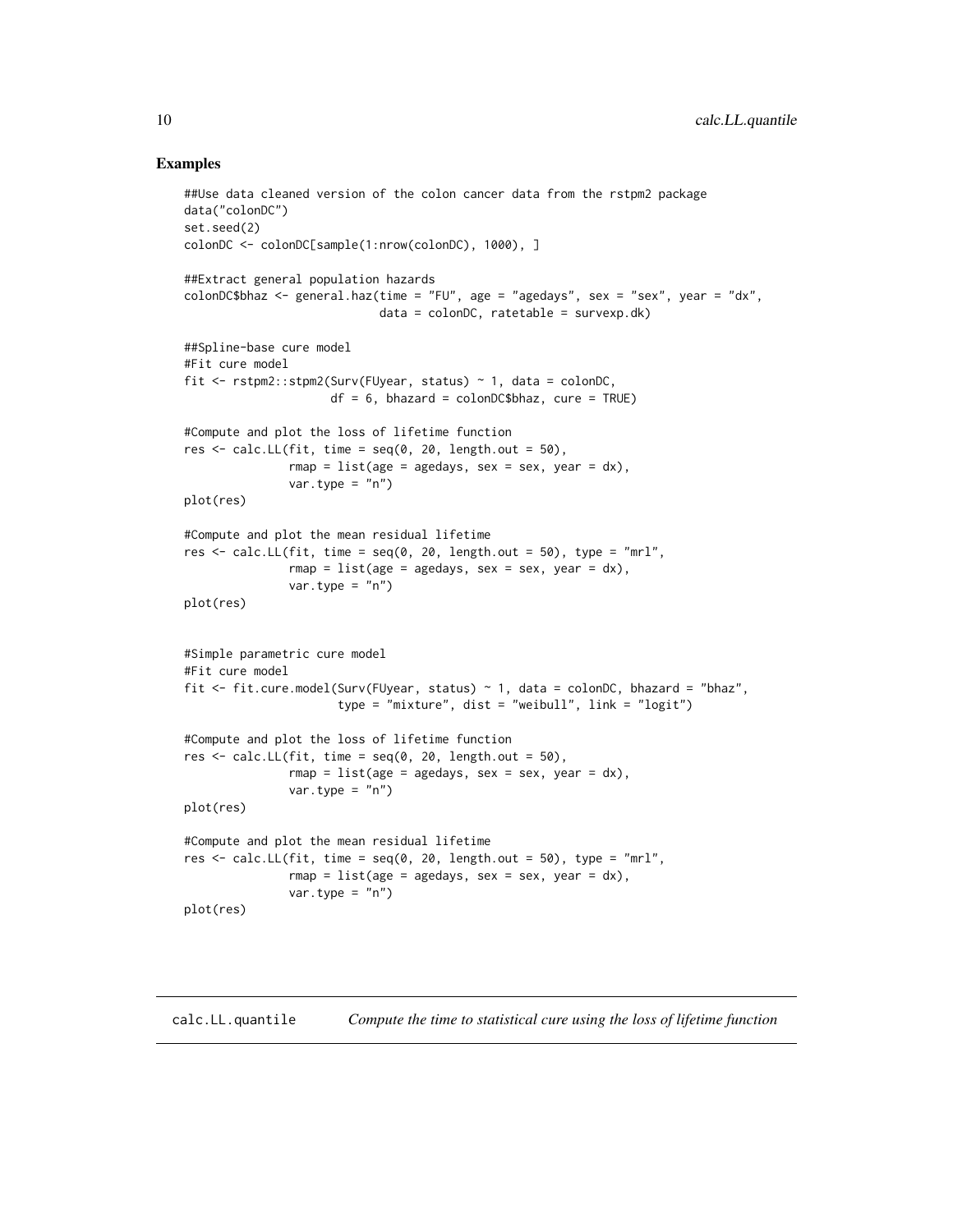## Examples

```
##Use data cleaned version of the colon cancer data from the rstpm2 package
data("colonDC")
set.seed(2)
colonDC <- colonDC[sample(1:nrow(colonDC), 1000), ]

##Extract general population hazards
colonDC$bhaz <- general.haz(time = "FU", age = "agedays", sex = "sex", year = "dx",
                            data = colonDC, ratetable = survexp.dk)

##Spline-base cure model
#Fit cure model
fit <- rstpm2::stpm2(Surv(FUyear, status) ~ 1, data = colonDC,
                     df = 6, bhazard = colonDC$bhaz, cure = TRUE)

#Compute and plot the loss of lifetime function
res <- calc.LL(fit, time = seq(0, 20, length.out = 50),
               rmap = list(age = agedays, sex = sex, year = dx),
               var.type = "n")
plot(res)

#Compute and plot the mean residual lifetime
res <- calc.LL(fit, time = seq(0, 20, length.out = 50), type = "mrl",
               rmap = list(age = agedays, sex = sex, year = dx),
               var.type = "n")
plot(res)


#Simple parametric cure model
#Fit cure model
fit <- fit.cure.model(Surv(FUyear, status) ~ 1, data = colonDC, bhazard = "bhaz",
                      type = "mixture", dist = "weibull", link = "logit")

#Compute and plot the loss of lifetime function
res <- calc.LL(fit, time = seq(0, 20, length.out = 50),
               rmap = list(age = agedays, sex = sex, year = dx),
               var.type = "n")
plot(res)

#Compute and plot the mean residual lifetime
res <- calc.LL(fit, time = seq(0, 20, length.out = 50), type = "mrl",
               rmap = list(age = agedays, sex = sex, year = dx),
               var.type = "n")
plot(res)
```

---

calc.LL.quantile *Compute the time to statistical cure using the loss of lifetime function*

---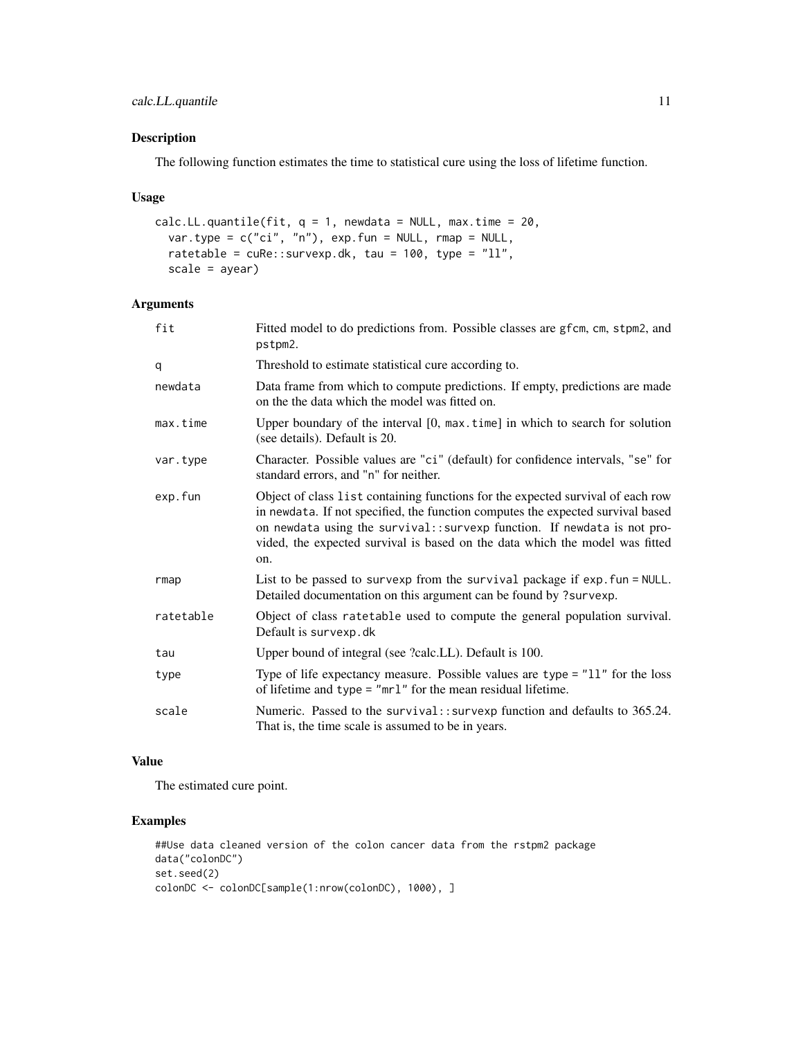## Description

The following function estimates the time to statistical cure using the loss of lifetime function.

## Usage

```
calc.LL.quantile(fit, q = 1, newdata = NULL, max.time = 20,
  var.type = c("ci", "n"), exp.fun = NULL, rmap = NULL,
  ratetable = cuRe::survexp.dk, tau = 100, type = "ll",
  scale = ayear)
```

## Arguments

| | |
|---|---|
| fit | Fitted model to do predictions from. Possible classes are gfcm, cm, stpm2, and pstpm2. |
| q | Threshold to estimate statistical cure according to. |
| newdata | Data frame from which to compute predictions. If empty, predictions are made on the the data which the model was fitted on. |
| max.time | Upper boundary of the interval [0, max.time] in which to search for solution (see details). Default is 20. |
| var.type | Character. Possible values are "ci" (default) for confidence intervals, "se" for standard errors, and "n" for neither. |
| exp.fun | Object of class list containing functions for the expected survival of each row in newdata. If not specified, the function computes the expected survival based on newdata using the survival::survexp function. If newdata is not provided, the expected survival is based on the data which the model was fitted on. |
| rmap | List to be passed to survexp from the survival package if exp.fun = NULL. Detailed documentation on this argument can be found by ?survexp. |
| ratetable | Object of class ratetable used to compute the general population survival. Default is survexp.dk |
| tau | Upper bound of integral (see ?calc.LL). Default is 100. |
| type | Type of life expectancy measure. Possible values are type = "ll" for the loss of lifetime and type = "mrl" for the mean residual lifetime. |
| scale | Numeric. Passed to the survival::survexp function and defaults to 365.24. That is, the time scale is assumed to be in years. |

## Value

The estimated cure point.

## Examples

```
##Use data cleaned version of the colon cancer data from the rstpm2 package
data("colonDC")
set.seed(2)
colonDC <- colonDC[sample(1:nrow(colonDC), 1000), ]
```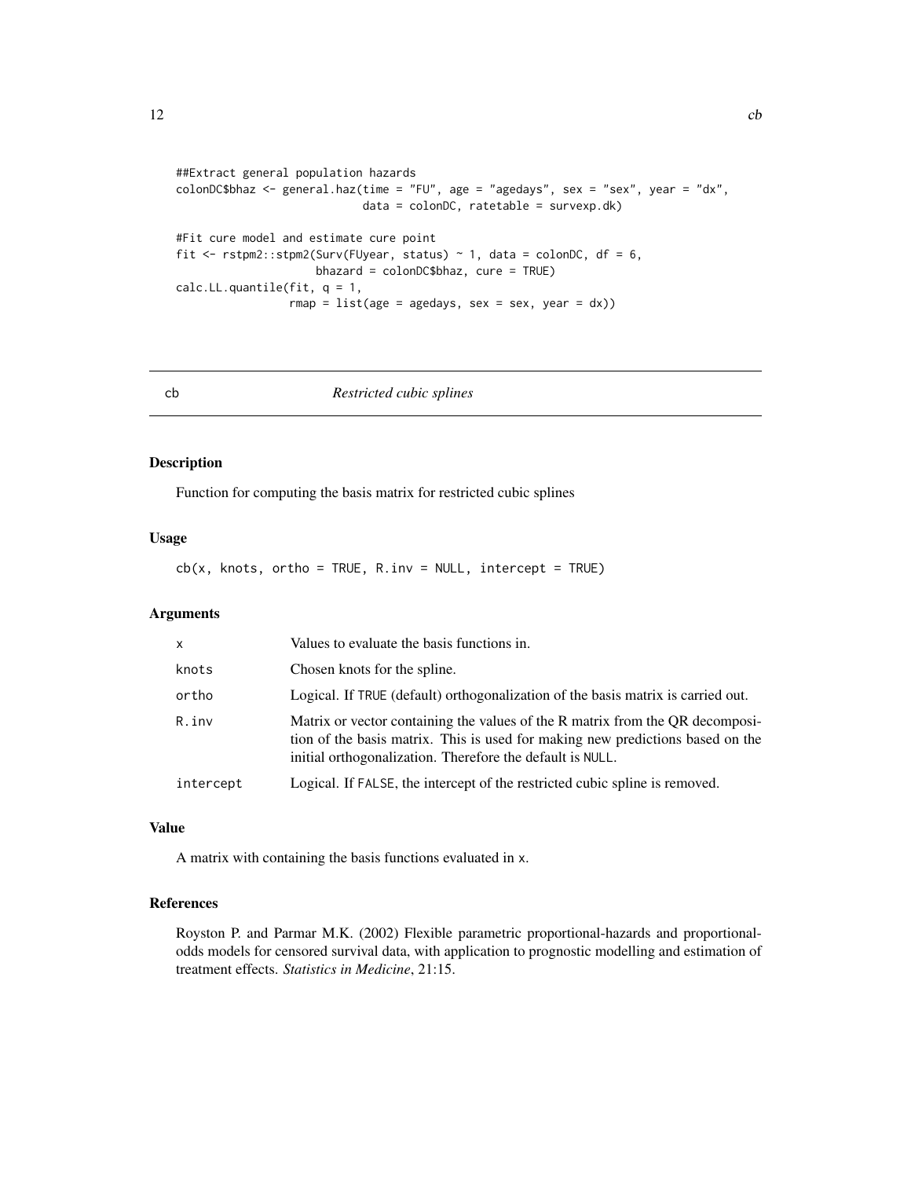```
##Extract general population hazards
colonDC$bhaz <- general.haz(time = "FU", age = "agedays", sex = "sex", year = "dx",
                            data = colonDC, ratetable = survexp.dk)

#Fit cure model and estimate cure point
fit <- rstpm2::stpm2(Surv(FUyear, status) ~ 1, data = colonDC, df = 6,
                     bhazard = colonDC$bhaz, cure = TRUE)
calc.LL.quantile(fit, q = 1,
                 rmap = list(age = agedays, sex = sex, year = dx))
```

## cb — *Restricted cubic splines*

### Description

Function for computing the basis matrix for restricted cubic splines

### Usage

```
cb(x, knots, ortho = TRUE, R.inv = NULL, intercept = TRUE)
```

### Arguments

| | |
|---|---|
| x | Values to evaluate the basis functions in. |
| knots | Chosen knots for the spline. |
| ortho | Logical. If TRUE (default) orthogonalization of the basis matrix is carried out. |
| R.inv | Matrix or vector containing the values of the R matrix from the QR decomposition of the basis matrix. This is used for making new predictions based on the initial orthogonalization. Therefore the default is NULL. |
| intercept | Logical. If FALSE, the intercept of the restricted cubic spline is removed. |

### Value

A matrix with containing the basis functions evaluated in x.

### References

Royston P. and Parmar M.K. (2002) Flexible parametric proportional-hazards and proportional-odds models for censored survival data, with application to prognostic modelling and estimation of treatment effects. *Statistics in Medicine*, 21:15.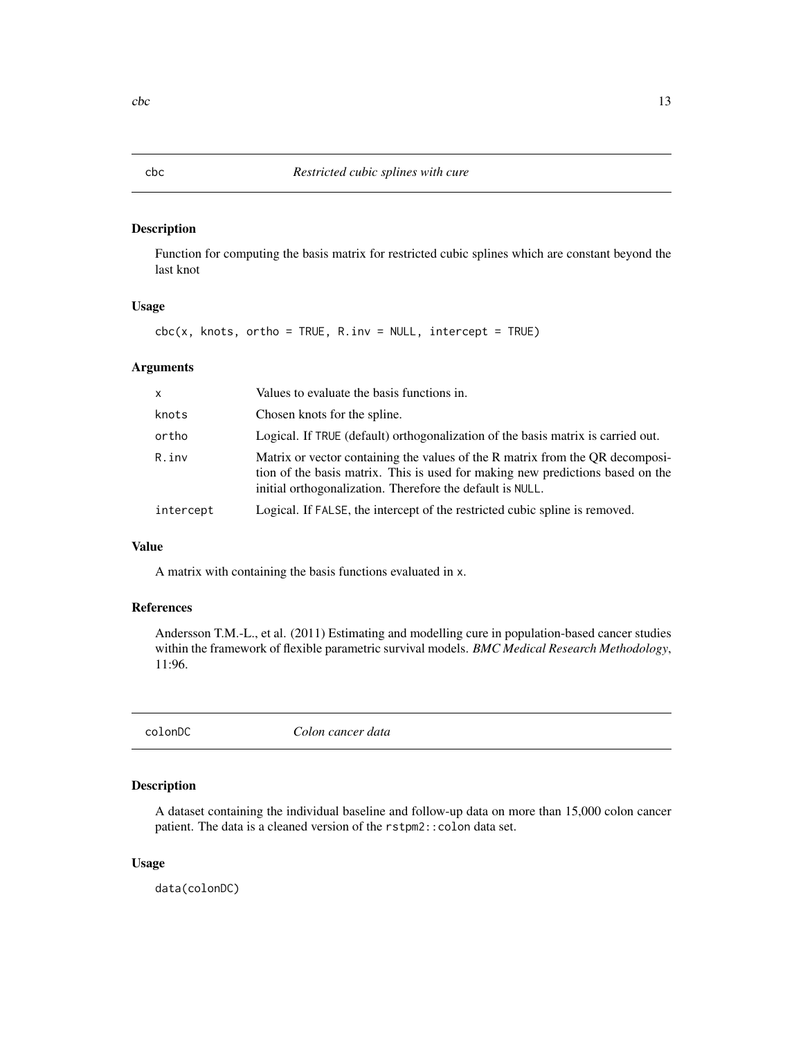## cbc — *Restricted cubic splines with cure*

### Description

Function for computing the basis matrix for restricted cubic splines which are constant beyond the last knot

### Usage

```
cbc(x, knots, ortho = TRUE, R.inv = NULL, intercept = TRUE)
```

### Arguments

| | |
|---|---|
| `x` | Values to evaluate the basis functions in. |
| `knots` | Chosen knots for the spline. |
| `ortho` | Logical. If `TRUE` (default) orthogonalization of the basis matrix is carried out. |
| `R.inv` | Matrix or vector containing the values of the R matrix from the QR decomposition of the basis matrix. This is used for making new predictions based on the initial orthogonalization. Therefore the default is `NULL`. |
| `intercept` | Logical. If `FALSE`, the intercept of the restricted cubic spline is removed. |

### Value

A matrix with containing the basis functions evaluated in `x`.

### References

Andersson T.M.-L., et al. (2011) Estimating and modelling cure in population-based cancer studies within the framework of flexible parametric survival models. *BMC Medical Research Methodology*, 11:96.

## colonDC — *Colon cancer data*

### Description

A dataset containing the individual baseline and follow-up data on more than 15,000 colon cancer patient. The data is a cleaned version of the `rstpm2::colon` data set.

### Usage

```
data(colonDC)
```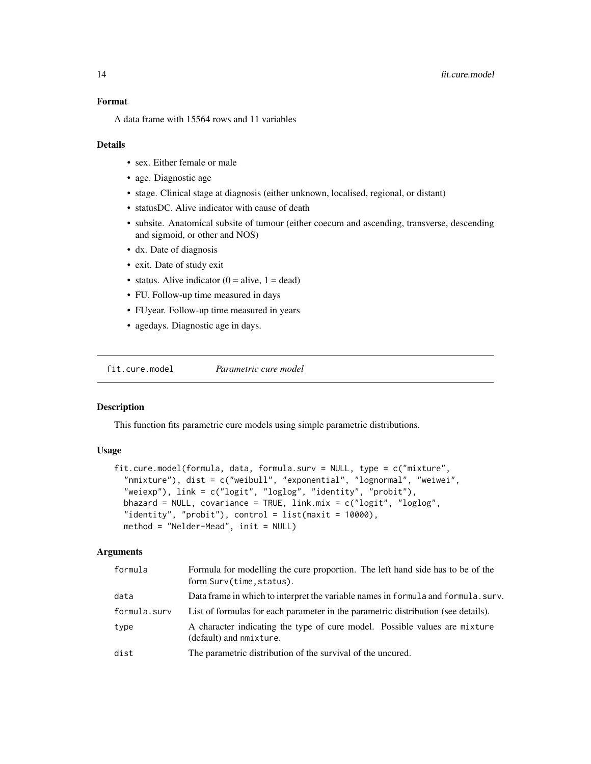### Format

A data frame with 15564 rows and 11 variables

### Details

- sex. Either female or male
- age. Diagnostic age
- stage. Clinical stage at diagnosis (either unknown, localised, regional, or distant)
- statusDC. Alive indicator with cause of death
- subsite. Anatomical subsite of tumour (either coecum and ascending, transverse, descending and sigmoid, or other and NOS)
- dx. Date of diagnosis
- exit. Date of study exit
- status. Alive indicator (0 = alive, 1 = dead)
- FU. Follow-up time measured in days
- FUyear. Follow-up time measured in years
- agedays. Diagnostic age in days.

---

## fit.cure.model — *Parametric cure model*

### Description

This function fits parametric cure models using simple parametric distributions.

### Usage

```
fit.cure.model(formula, data, formula.surv = NULL, type = c("mixture",
  "nmixture"), dist = c("weibull", "exponential", "lognormal", "weiwei",
  "weiexp"), link = c("logit", "loglog", "identity", "probit"),
  bhazard = NULL, covariance = TRUE, link.mix = c("logit", "loglog",
  "identity", "probit"), control = list(maxit = 10000),
  method = "Nelder-Mead", init = NULL)
```

### Arguments

| | |
|---|---|
| `formula` | Formula for modelling the cure proportion. The left hand side has to be of the form `Surv(time,status)`. |
| `data` | Data frame in which to interpret the variable names in `formula` and `formula.surv`. |
| `formula.surv` | List of formulas for each parameter in the parametric distribution (see details). |
| `type` | A character indicating the type of cure model. Possible values are `mixture` (default) and `nmixture`. |
| `dist` | The parametric distribution of the survival of the uncured. |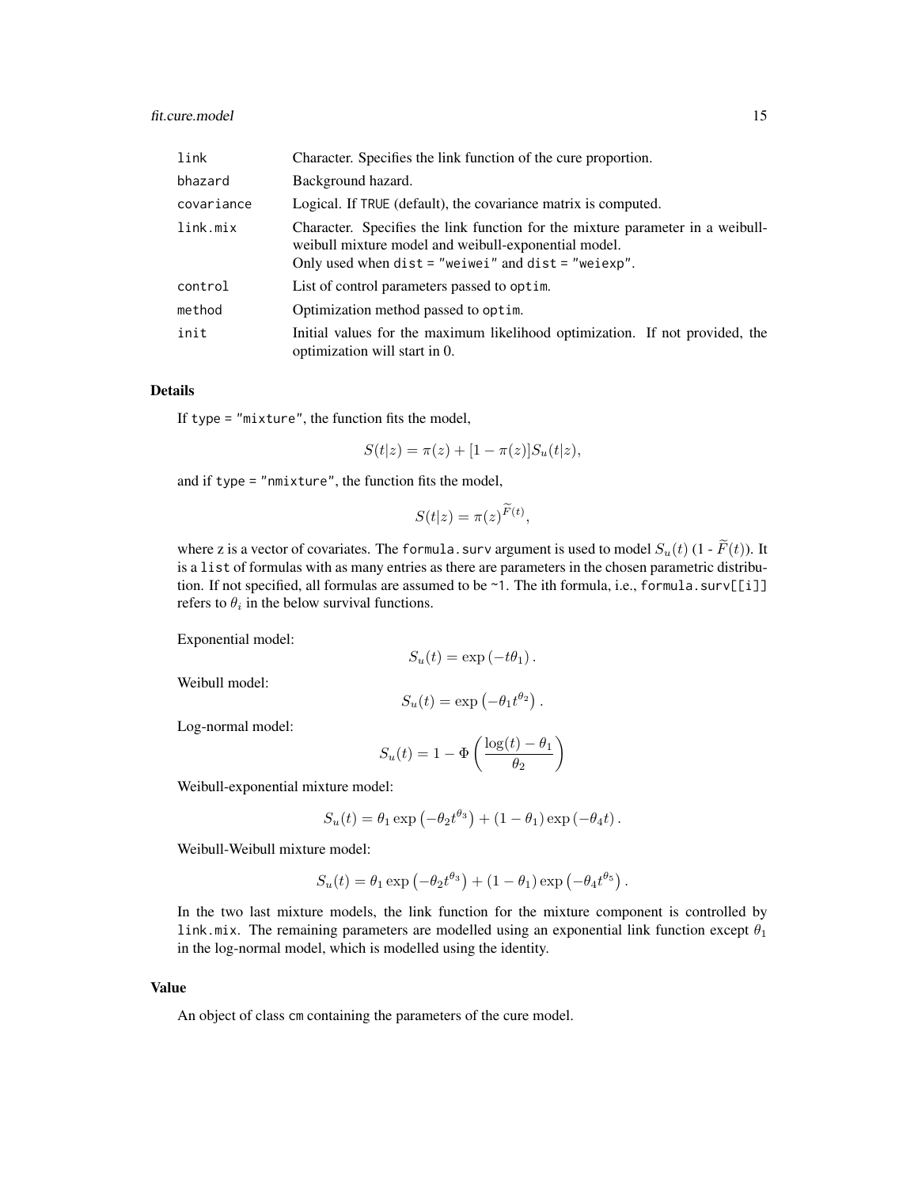| | |
|---|---|
| link | Character. Specifies the link function of the cure proportion. |
| bhazard | Background hazard. |
| covariance | Logical. If TRUE (default), the covariance matrix is computed. |
| link.mix | Character. Specifies the link function for the mixture parameter in a weibull-weibull mixture model and weibull-exponential model. Only used when dist = "weiwei" and dist = "weiexp". |
| control | List of control parameters passed to optim. |
| method | Optimization method passed to optim. |
| init | Initial values for the maximum likelihood optimization. If not provided, the optimization will start in 0. |

## Details

If type = "mixture", the function fits the model,

$$S(t|z) = \pi(z) + [1 - \pi(z)]S_u(t|z),$$

and if type = "nmixture", the function fits the model,

$$S(t|z) = \pi(z)^{\widetilde{F}(t)},$$

where z is a vector of covariates. The formula.surv argument is used to model $S_u(t)$ (1 - $\widetilde{F}(t)$). It is a list of formulas with as many entries as there are parameters in the chosen parametric distribution. If not specified, all formulas are assumed to be ~1. The ith formula, i.e., formula.surv[[i]] refers to $\theta_i$ in the below survival functions.

Exponential model:

$$S_u(t) = \exp\left(-t\theta_1\right).$$

Weibull model:

$$S_u(t) = \exp\left(-\theta_1 t^{\theta_2}\right).$$

Log-normal model:

$$S_u(t) = 1 - \Phi\left(\frac{\log(t) - \theta_1}{\theta_2}\right)$$

Weibull-exponential mixture model:

$$S_u(t) = \theta_1 \exp\left(-\theta_2 t^{\theta_3}\right) + (1 - \theta_1)\exp\left(-\theta_4 t\right).$$

Weibull-Weibull mixture model:

$$S_u(t) = \theta_1 \exp\left(-\theta_2 t^{\theta_3}\right) + (1 - \theta_1)\exp\left(-\theta_4 t^{\theta_5}\right).$$

In the two last mixture models, the link function for the mixture component is controlled by link.mix. The remaining parameters are modelled using an exponential link function except $\theta_1$ in the log-normal model, which is modelled using the identity.

## Value

An object of class cm containing the parameters of the cure model.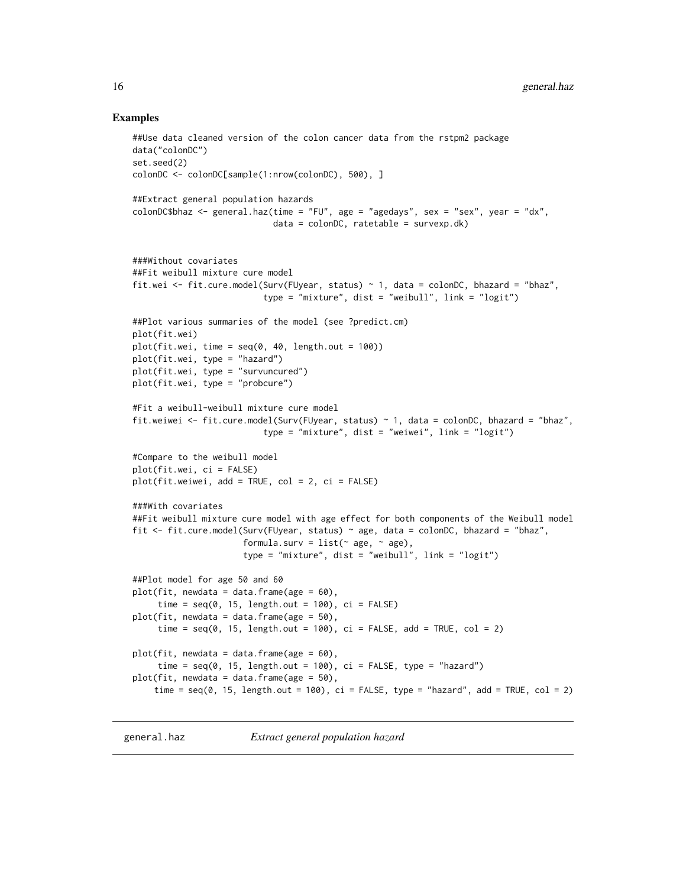## Examples

```
##Use data cleaned version of the colon cancer data from the rstpm2 package
data("colonDC")
set.seed(2)
colonDC <- colonDC[sample(1:nrow(colonDC), 500), ]

##Extract general population hazards
colonDC$bhaz <- general.haz(time = "FU", age = "agedays", sex = "sex", year = "dx",
                            data = colonDC, ratetable = survexp.dk)


###Without covariates
##Fit weibull mixture cure model
fit.wei <- fit.cure.model(Surv(FUyear, status) ~ 1, data = colonDC, bhazard = "bhaz",
                          type = "mixture", dist = "weibull", link = "logit")

##Plot various summaries of the model (see ?predict.cm)
plot(fit.wei)
plot(fit.wei, time = seq(0, 40, length.out = 100))
plot(fit.wei, type = "hazard")
plot(fit.wei, type = "survuncured")
plot(fit.wei, type = "probcure")

#Fit a weibull-weibull mixture cure model
fit.weiwei <- fit.cure.model(Surv(FUyear, status) ~ 1, data = colonDC, bhazard = "bhaz",
                          type = "mixture", dist = "weiwei", link = "logit")

#Compare to the weibull model
plot(fit.wei, ci = FALSE)
plot(fit.weiwei, add = TRUE, col = 2, ci = FALSE)

###With covariates
##Fit weibull mixture cure model with age effect for both components of the Weibull model
fit <- fit.cure.model(Surv(FUyear, status) ~ age, data = colonDC, bhazard = "bhaz",
                      formula.surv = list(~ age, ~ age),
                      type = "mixture", dist = "weibull", link = "logit")

##Plot model for age 50 and 60
plot(fit, newdata = data.frame(age = 60),
     time = seq(0, 15, length.out = 100), ci = FALSE)
plot(fit, newdata = data.frame(age = 50),
     time = seq(0, 15, length.out = 100), ci = FALSE, add = TRUE, col = 2)

plot(fit, newdata = data.frame(age = 60),
     time = seq(0, 15, length.out = 100), ci = FALSE, type = "hazard")
plot(fit, newdata = data.frame(age = 50),
    time = seq(0, 15, length.out = 100), ci = FALSE, type = "hazard", add = TRUE, col = 2)
```

---

general.haz &emsp; *Extract general population hazard*

---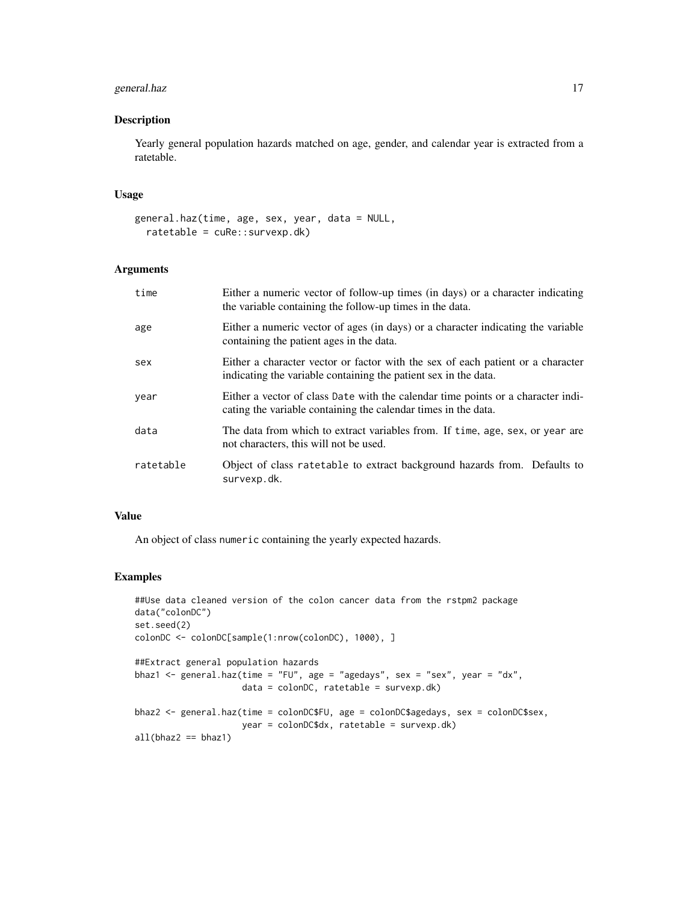## Description

Yearly general population hazards matched on age, gender, and calendar year is extracted from a ratetable.

## Usage

```
general.haz(time, age, sex, year, data = NULL,
  ratetable = cuRe::survexp.dk)
```

## Arguments

| | |
|---|---|
| time | Either a numeric vector of follow-up times (in days) or a character indicating the variable containing the follow-up times in the data. |
| age | Either a numeric vector of ages (in days) or a character indicating the variable containing the patient ages in the data. |
| sex | Either a character vector or factor with the sex of each patient or a character indicating the variable containing the patient sex in the data. |
| year | Either a vector of class `Date` with the calendar time points or a character indicating the variable containing the calendar times in the data. |
| data | The data from which to extract variables from. If `time`, `age`, `sex`, or `year` are not characters, this will not be used. |
| ratetable | Object of class `ratetable` to extract background hazards from. Defaults to `survexp.dk`. |

## Value

An object of class `numeric` containing the yearly expected hazards.

## Examples

```
##Use data cleaned version of the colon cancer data from the rstpm2 package
data("colonDC")
set.seed(2)
colonDC <- colonDC[sample(1:nrow(colonDC), 1000), ]

##Extract general population hazards
bhaz1 <- general.haz(time = "FU", age = "agedays", sex = "sex", year = "dx",
                     data = colonDC, ratetable = survexp.dk)

bhaz2 <- general.haz(time = colonDC$FU, age = colonDC$agedays, sex = colonDC$sex,
                     year = colonDC$dx, ratetable = survexp.dk)
all(bhaz2 == bhaz1)
```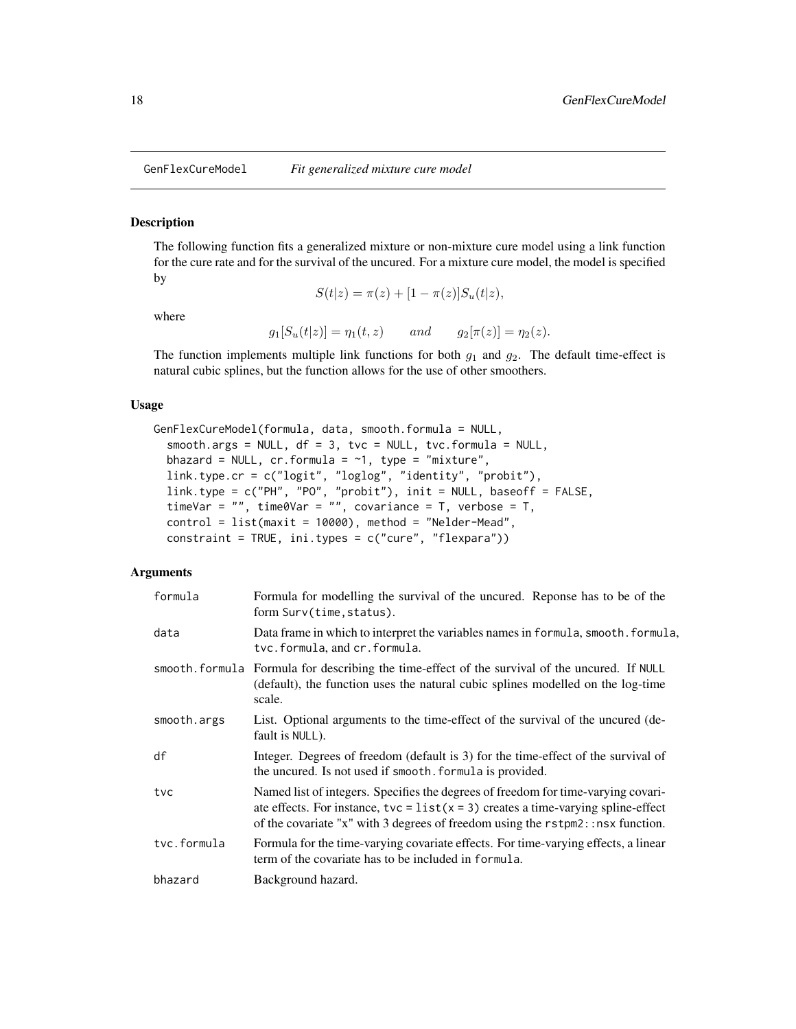GenFlexCureModel *Fit generalized mixture cure model*

## Description

The following function fits a generalized mixture or non-mixture cure model using a link function for the cure rate and for the survival of the uncured. For a mixture cure model, the model is specified by

$$S(t|z) = \pi(z) + [1 - \pi(z)]S_u(t|z),$$

where

$$g_1[S_u(t|z)] = \eta_1(t, z) \qquad and \qquad g_2[\pi(z)] = \eta_2(z).$$

The function implements multiple link functions for both $g_1$ and $g_2$. The default time-effect is natural cubic splines, but the function allows for the use of other smoothers.

## Usage

```
GenFlexCureModel(formula, data, smooth.formula = NULL,
  smooth.args = NULL, df = 3, tvc = NULL, tvc.formula = NULL,
  bhazard = NULL, cr.formula = ~1, type = "mixture",
  link.type.cr = c("logit", "loglog", "identity", "probit"),
  link.type = c("PH", "PO", "probit"), init = NULL, baseoff = FALSE,
  timeVar = "", time0Var = "", covariance = T, verbose = T,
  control = list(maxit = 10000), method = "Nelder-Mead",
  constraint = TRUE, ini.types = c("cure", "flexpara"))
```

## Arguments

| | |
|---|---|
| `formula` | Formula for modelling the survival of the uncured. Reponse has to be of the form `Surv(time,status)`. |
| `data` | Data frame in which to interpret the variables names in `formula`, `smooth.formula`, `tvc.formula`, and `cr.formula`. |
| `smooth.formula` | Formula for describing the time-effect of the survival of the uncured. If `NULL` (default), the function uses the natural cubic splines modelled on the log-time scale. |
| `smooth.args` | List. Optional arguments to the time-effect of the survival of the uncured (default is `NULL`). |
| `df` | Integer. Degrees of freedom (default is 3) for the time-effect of the survival of the uncured. Is not used if `smooth.formula` is provided. |
| `tvc` | Named list of integers. Specifies the degrees of freedom for time-varying covariate effects. For instance, `tvc = list(x = 3)` creates a time-varying spline-effect of the covariate "x" with 3 degrees of freedom using the `rstpm2::nsx` function. |
| `tvc.formula` | Formula for the time-varying covariate effects. For time-varying effects, a linear term of the covariate has to be included in `formula`. |
| `bhazard` | Background hazard. |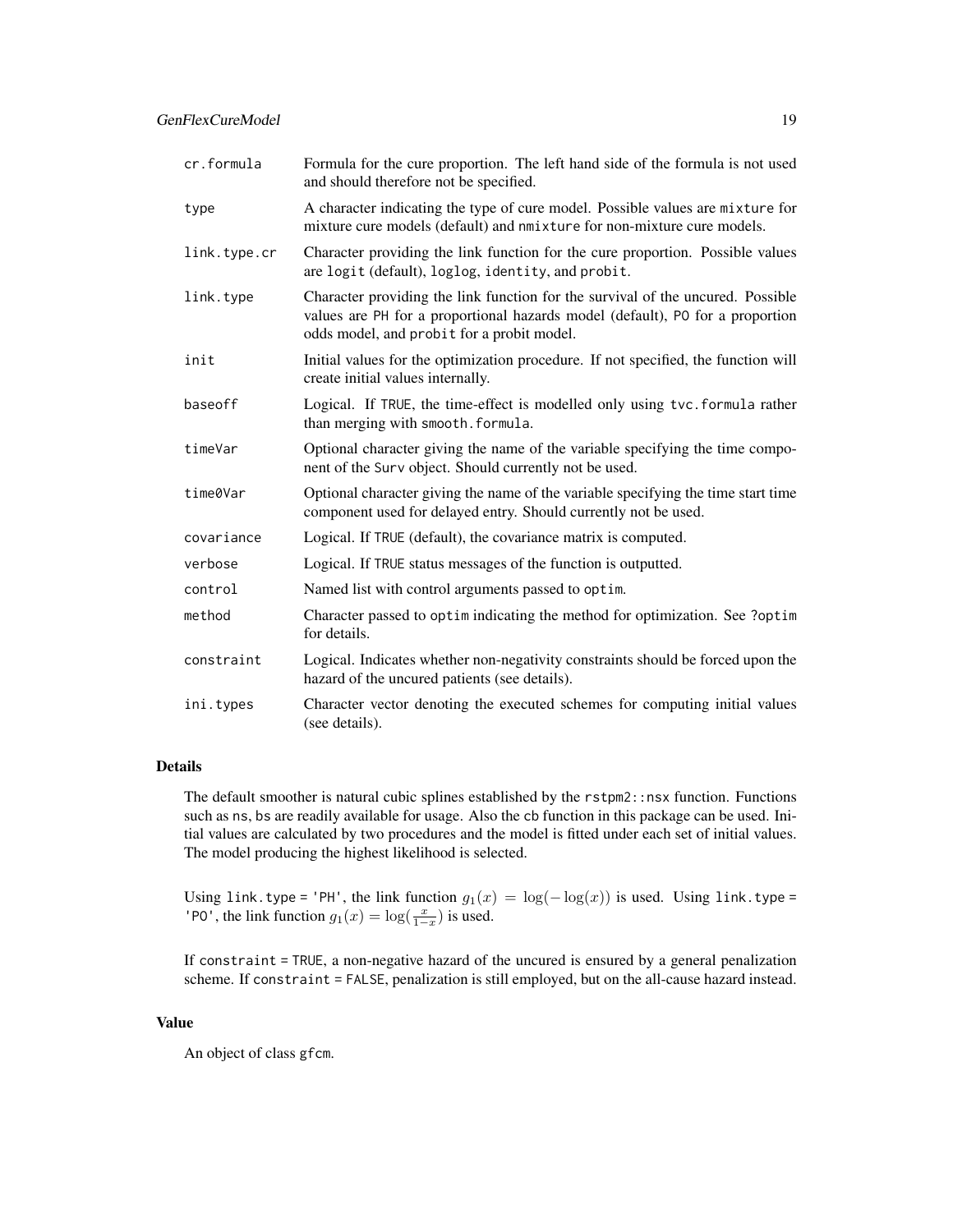| | |
|---|---|
| cr.formula | Formula for the cure proportion. The left hand side of the formula is not used and should therefore not be specified. |
| type | A character indicating the type of cure model. Possible values are mixture for mixture cure models (default) and nmixture for non-mixture cure models. |
| link.type.cr | Character providing the link function for the cure proportion. Possible values are logit (default), loglog, identity, and probit. |
| link.type | Character providing the link function for the survival of the uncured. Possible values are PH for a proportional hazards model (default), PO for a proportion odds model, and probit for a probit model. |
| init | Initial values for the optimization procedure. If not specified, the function will create initial values internally. |
| baseoff | Logical. If TRUE, the time-effect is modelled only using tvc.formula rather than merging with smooth.formula. |
| timeVar | Optional character giving the name of the variable specifying the time component of the Surv object. Should currently not be used. |
| time0Var | Optional character giving the name of the variable specifying the time start time component used for delayed entry. Should currently not be used. |
| covariance | Logical. If TRUE (default), the covariance matrix is computed. |
| verbose | Logical. If TRUE status messages of the function is outputted. |
| control | Named list with control arguments passed to optim. |
| method | Character passed to optim indicating the method for optimization. See ?optim for details. |
| constraint | Logical. Indicates whether non-negativity constraints should be forced upon the hazard of the uncured patients (see details). |
| ini.types | Character vector denoting the executed schemes for computing initial values (see details). |

## Details

The default smoother is natural cubic splines established by the rstpm2::nsx function. Functions such as ns, bs are readily available for usage. Also the cb function in this package can be used. Initial values are calculated by two procedures and the model is fitted under each set of initial values. The model producing the highest likelihood is selected.

Using link.type = 'PH', the link function $g_1(x) = \log(-\log(x))$ is used. Using link.type = 'PO', the link function $g_1(x) = \log(\frac{x}{1-x})$ is used.

If constraint = TRUE, a non-negative hazard of the uncured is ensured by a general penalization scheme. If constraint = FALSE, penalization is still employed, but on the all-cause hazard instead.

## Value

An object of class gfcm.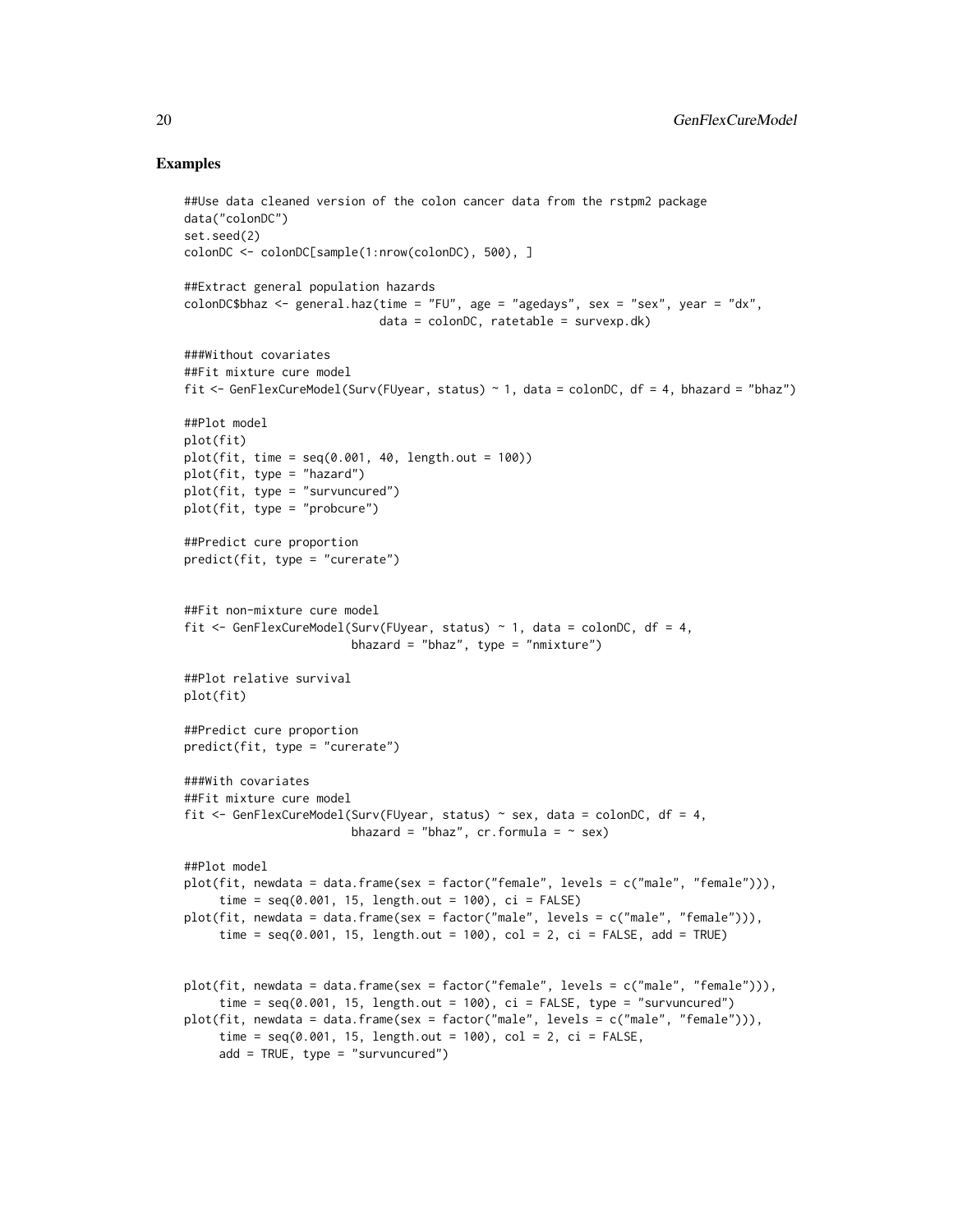## Examples

```
##Use data cleaned version of the colon cancer data from the rstpm2 package
data("colonDC")
set.seed(2)
colonDC <- colonDC[sample(1:nrow(colonDC), 500), ]

##Extract general population hazards
colonDC$bhaz <- general.haz(time = "FU", age = "agedays", sex = "sex", year = "dx",
                            data = colonDC, ratetable = survexp.dk)

###Without covariates
##Fit mixture cure model
fit <- GenFlexCureModel(Surv(FUyear, status) ~ 1, data = colonDC, df = 4, bhazard = "bhaz")

##Plot model
plot(fit)
plot(fit, time = seq(0.001, 40, length.out = 100))
plot(fit, type = "hazard")
plot(fit, type = "survuncured")
plot(fit, type = "probcure")

##Predict cure proportion
predict(fit, type = "curerate")


##Fit non-mixture cure model
fit <- GenFlexCureModel(Surv(FUyear, status) ~ 1, data = colonDC, df = 4,
                        bhazard = "bhaz", type = "nmixture")

##Plot relative survival
plot(fit)

##Predict cure proportion
predict(fit, type = "curerate")

###With covariates
##Fit mixture cure model
fit <- GenFlexCureModel(Surv(FUyear, status) ~ sex, data = colonDC, df = 4,
                        bhazard = "bhaz", cr.formula = ~ sex)

##Plot model
plot(fit, newdata = data.frame(sex = factor("female", levels = c("male", "female"))),
     time = seq(0.001, 15, length.out = 100), ci = FALSE)
plot(fit, newdata = data.frame(sex = factor("male", levels = c("male", "female"))),
     time = seq(0.001, 15, length.out = 100), col = 2, ci = FALSE, add = TRUE)


plot(fit, newdata = data.frame(sex = factor("female", levels = c("male", "female"))),
     time = seq(0.001, 15, length.out = 100), ci = FALSE, type = "survuncured")
plot(fit, newdata = data.frame(sex = factor("male", levels = c("male", "female"))),
     time = seq(0.001, 15, length.out = 100), col = 2, ci = FALSE,
     add = TRUE, type = "survuncured")
```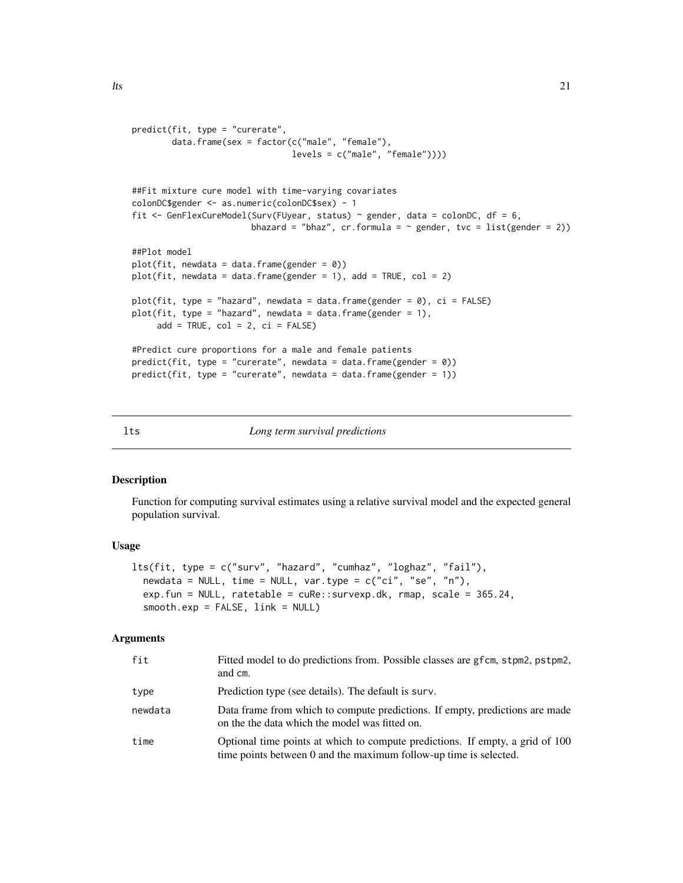```
predict(fit, type = "curerate",
        data.frame(sex = factor(c("male", "female"),
                                levels = c("male", "female"))))


##Fit mixture cure model with time-varying covariates
colonDC$gender <- as.numeric(colonDC$sex) - 1
fit <- GenFlexCureModel(Surv(FUyear, status) ~ gender, data = colonDC, df = 6,
                        bhazard = "bhaz", cr.formula = ~ gender, tvc = list(gender = 2))

##Plot model
plot(fit, newdata = data.frame(gender = 0))
plot(fit, newdata = data.frame(gender = 1), add = TRUE, col = 2)

plot(fit, type = "hazard", newdata = data.frame(gender = 0), ci = FALSE)
plot(fit, type = "hazard", newdata = data.frame(gender = 1),
     add = TRUE, col = 2, ci = FALSE)

#Predict cure proportions for a male and female patients
predict(fit, type = "curerate", newdata = data.frame(gender = 0))
predict(fit, type = "curerate", newdata = data.frame(gender = 1))
```

## lts — *Long term survival predictions*

### Description

Function for computing survival estimates using a relative survival model and the expected general population survival.

### Usage

```
lts(fit, type = c("surv", "hazard", "cumhaz", "loghaz", "fail"),
  newdata = NULL, time = NULL, var.type = c("ci", "se", "n"),
  exp.fun = NULL, ratetable = cuRe::survexp.dk, rmap, scale = 365.24,
  smooth.exp = FALSE, link = NULL)
```

### Arguments

| | |
|---|---|
| fit | Fitted model to do predictions from. Possible classes are gfcm, stpm2, pstpm2, and cm. |
| type | Prediction type (see details). The default is surv. |
| newdata | Data frame from which to compute predictions. If empty, predictions are made on the the data which the model was fitted on. |
| time | Optional time points at which to compute predictions. If empty, a grid of 100 time points between 0 and the maximum follow-up time is selected. |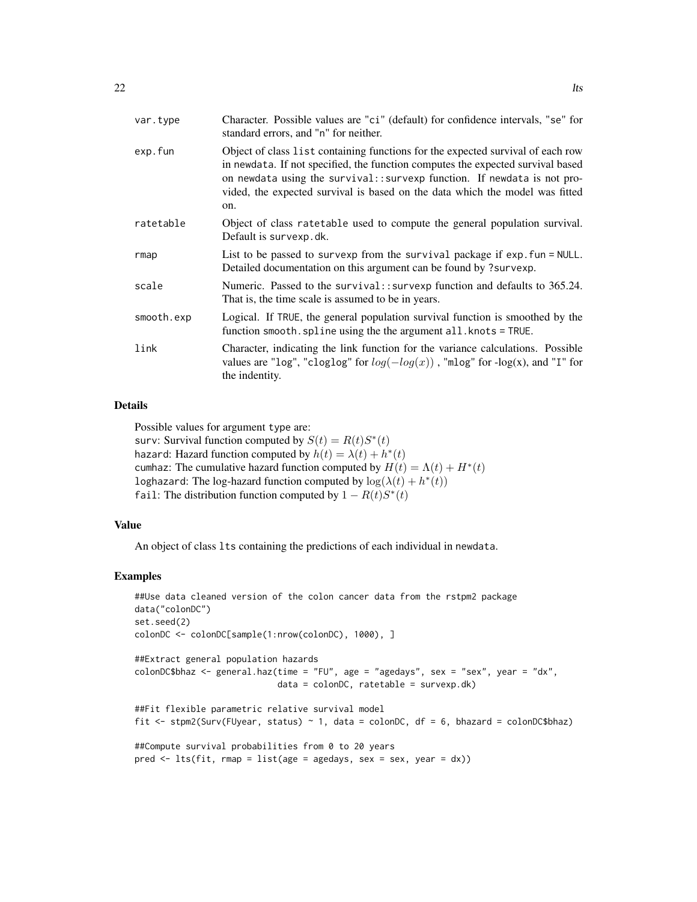| | |
|---|---|
| var.type | Character. Possible values are "ci" (default) for confidence intervals, "se" for standard errors, and "n" for neither. |
| exp.fun | Object of class list containing functions for the expected survival of each row in newdata. If not specified, the function computes the expected survival based on newdata using the survival::survexp function. If newdata is not provided, the expected survival is based on the data which the model was fitted on. |
| ratetable | Object of class ratetable used to compute the general population survival. Default is survexp.dk. |
| rmap | List to be passed to survexp from the survival package if exp.fun = NULL. Detailed documentation on this argument can be found by ?survexp. |
| scale | Numeric. Passed to the survival::survexp function and defaults to 365.24. That is, the time scale is assumed to be in years. |
| smooth.exp | Logical. If TRUE, the general population survival function is smoothed by the function smooth.spline using the the argument all.knots = TRUE. |
| link | Character, indicating the link function for the variance calculations. Possible values are "log", "cloglog" for $log(-log(x))$ , "mlog" for -log(x), and "I" for the indentity. |

## Details

Possible values for argument type are:
surv: Survival function computed by $S(t) = R(t)S^*(t)$
hazard: Hazard function computed by $h(t) = \lambda(t) + h^*(t)$
cumhaz: The cumulative hazard function computed by $H(t) = \Lambda(t) + H^*(t)$
loghazard: The log-hazard function computed by $\log(\lambda(t) + h^*(t))$
fail: The distribution function computed by $1 - R(t)S^*(t)$

## Value

An object of class lts containing the predictions of each individual in newdata.

## Examples

```
##Use data cleaned version of the colon cancer data from the rstpm2 package
data("colonDC")
set.seed(2)
colonDC <- colonDC[sample(1:nrow(colonDC), 1000), ]

##Extract general population hazards
colonDC$bhaz <- general.haz(time = "FU", age = "agedays", sex = "sex", year = "dx",
                            data = colonDC, ratetable = survexp.dk)

##Fit flexible parametric relative survival model
fit <- stpm2(Surv(FUyear, status) ~ 1, data = colonDC, df = 6, bhazard = colonDC$bhaz)

##Compute survival probabilities from 0 to 20 years
pred <- lts(fit, rmap = list(age = agedays, sex = sex, year = dx))
```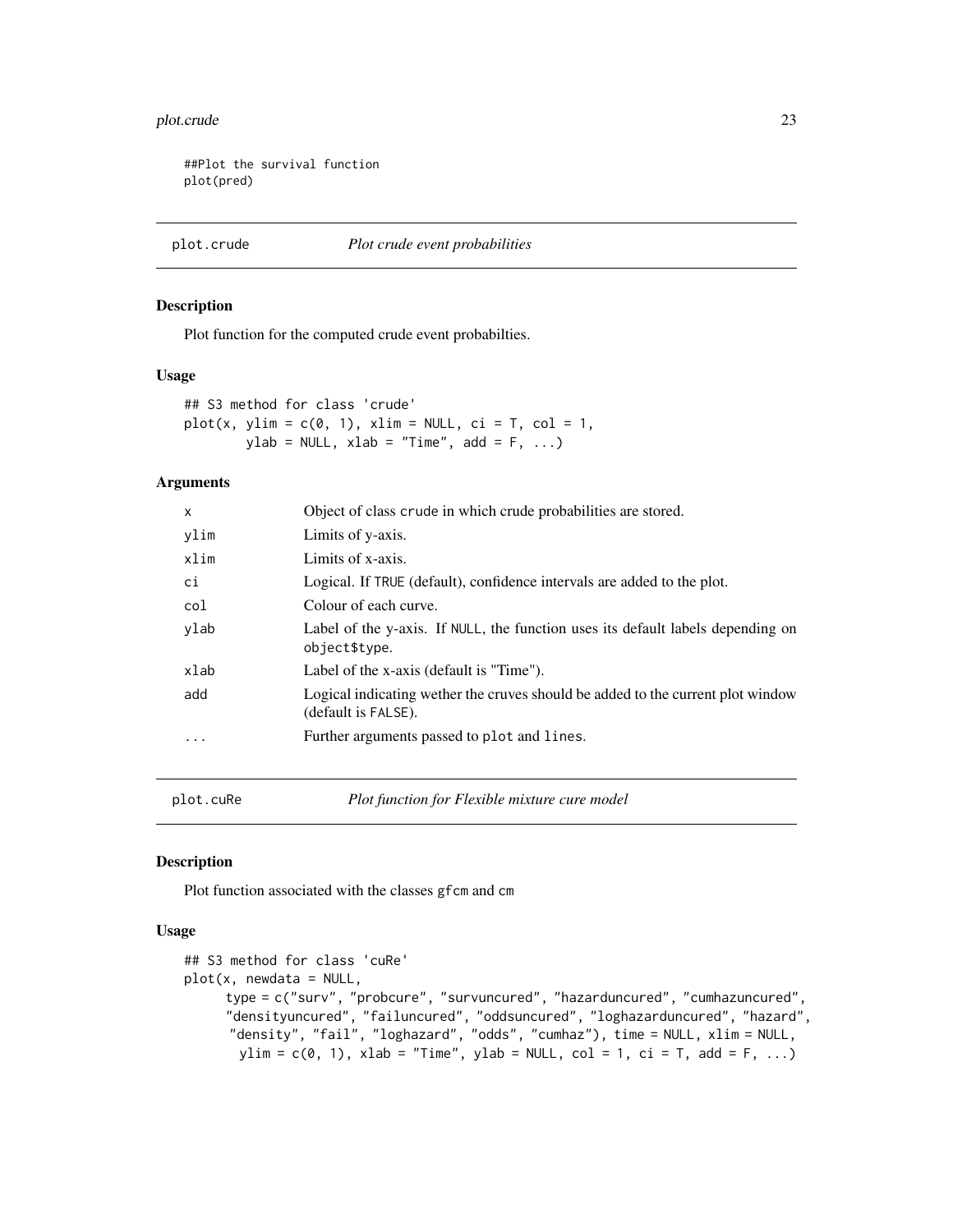```
##Plot the survival function
plot(pred)
```

## plot.crude *Plot crude event probabilities*

### Description

Plot function for the computed crude event probabilties.

### Usage

```
## S3 method for class 'crude'
plot(x, ylim = c(0, 1), xlim = NULL, ci = T, col = 1,
        ylab = NULL, xlab = "Time", add = F, ...)
```

### Arguments

| | |
|---|---|
| `x` | Object of class `crude` in which crude probabilities are stored. |
| `ylim` | Limits of y-axis. |
| `xlim` | Limits of x-axis. |
| `ci` | Logical. If `TRUE` (default), confidence intervals are added to the plot. |
| `col` | Colour of each curve. |
| `ylab` | Label of the y-axis. If `NULL`, the function uses its default labels depending on `object$type`. |
| `xlab` | Label of the x-axis (default is "Time"). |
| `add` | Logical indicating wether the cruves should be added to the current plot window (default is `FALSE`). |
| `...` | Further arguments passed to `plot` and `lines`. |

## plot.cuRe *Plot function for Flexible mixture cure model*

### Description

Plot function associated with the classes `gfcm` and `cm`

### Usage

```
## S3 method for class 'cuRe'
plot(x, newdata = NULL,
      type = c("surv", "probcure", "survuncured", "hazarduncured", "cumhazuncured",
      "densityuncured", "failuncured", "oddsuncured", "loghazarduncured", "hazard",
       "density", "fail", "loghazard", "odds", "cumhaz"), time = NULL, xlim = NULL,
        ylim = c(0, 1), xlab = "Time", ylab = NULL, col = 1, ci = T, add = F, ...)
```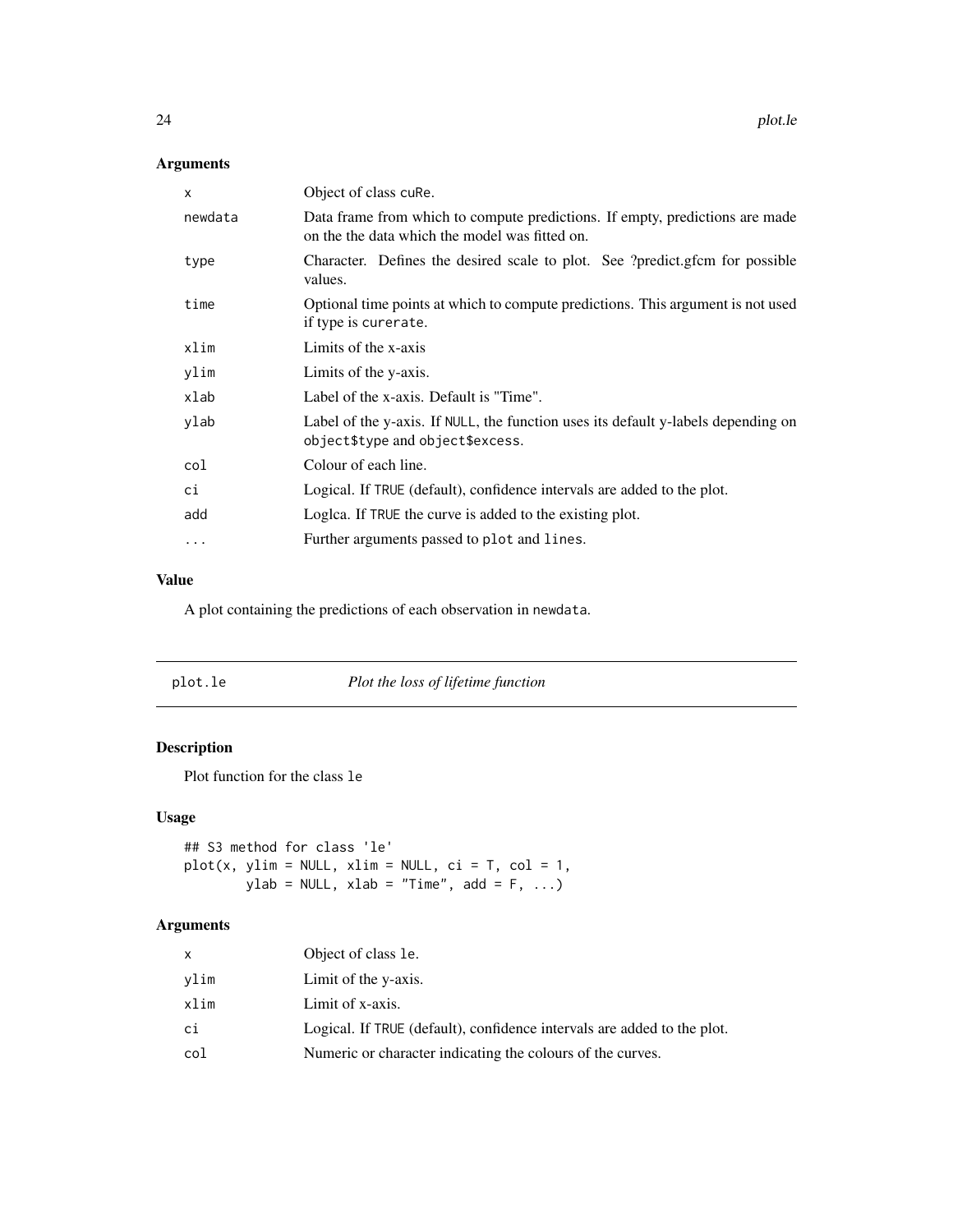## Arguments

| | |
|---|---|
| x | Object of class cuRe. |
| newdata | Data frame from which to compute predictions. If empty, predictions are made on the the data which the model was fitted on. |
| type | Character. Defines the desired scale to plot. See ?predict.gfcm for possible values. |
| time | Optional time points at which to compute predictions. This argument is not used if type is curerate. |
| xlim | Limits of the x-axis |
| ylim | Limits of the y-axis. |
| xlab | Label of the x-axis. Default is "Time". |
| ylab | Label of the y-axis. If NULL, the function uses its default y-labels depending on object$type and object$excess. |
| col | Colour of each line. |
| ci | Logical. If TRUE (default), confidence intervals are added to the plot. |
| add | Loglca. If TRUE the curve is added to the existing plot. |
| ... | Further arguments passed to plot and lines. |

## Value

A plot containing the predictions of each observation in newdata.

---

# plot.le *Plot the loss of lifetime function*

## Description

Plot function for the class le

## Usage

```
## S3 method for class 'le'
plot(x, ylim = NULL, xlim = NULL, ci = T, col = 1,
        ylab = NULL, xlab = "Time", add = F, ...)
```

## Arguments

| | |
|---|---|
| x | Object of class le. |
| ylim | Limit of the y-axis. |
| xlim | Limit of x-axis. |
| ci | Logical. If TRUE (default), confidence intervals are added to the plot. |
| col | Numeric or character indicating the colours of the curves. |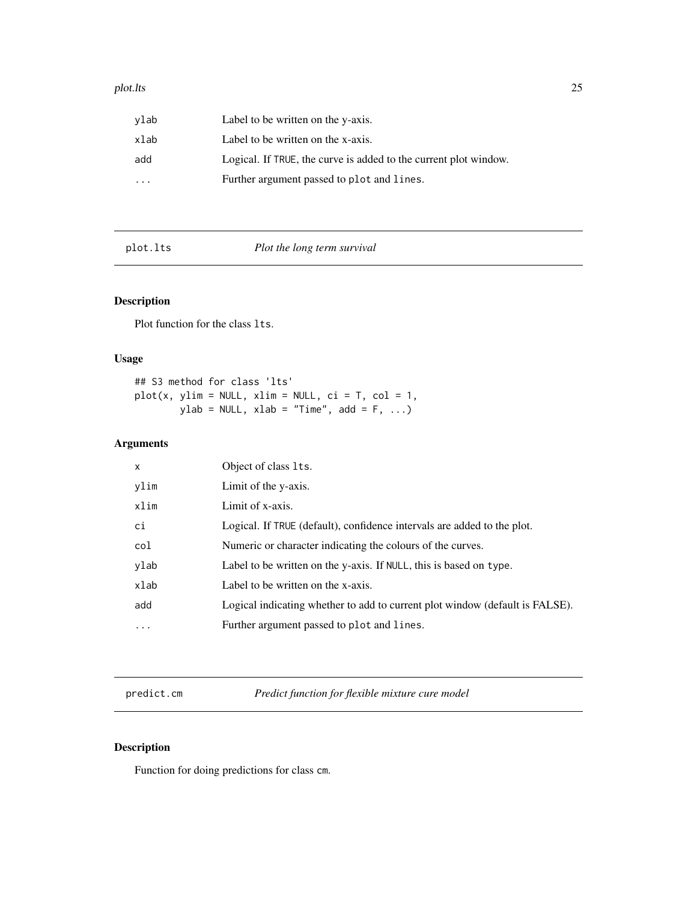| | |
|---|---|
| ylab | Label to be written on the y-axis. |
| xlab | Label to be written on the x-axis. |
| add | Logical. If TRUE, the curve is added to the current plot window. |
| ... | Further argument passed to plot and lines. |

## plot.lts — *Plot the long term survival*

### Description

Plot function for the class lts.

### Usage

```
## S3 method for class 'lts'
plot(x, ylim = NULL, xlim = NULL, ci = T, col = 1,
        ylab = NULL, xlab = "Time", add = F, ...)
```

### Arguments

| | |
|---|---|
| x | Object of class lts. |
| ylim | Limit of the y-axis. |
| xlim | Limit of x-axis. |
| ci | Logical. If TRUE (default), confidence intervals are added to the plot. |
| col | Numeric or character indicating the colours of the curves. |
| ylab | Label to be written on the y-axis. If NULL, this is based on type. |
| xlab | Label to be written on the x-axis. |
| add | Logical indicating whether to add to current plot window (default is FALSE). |
| ... | Further argument passed to plot and lines. |

## predict.cm — *Predict function for flexible mixture cure model*

### Description

Function for doing predictions for class cm.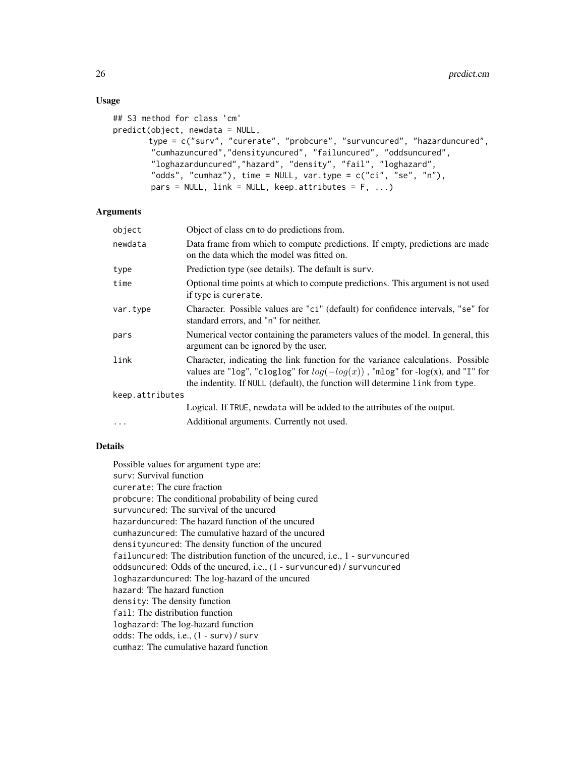## Usage

```
## S3 method for class 'cm'
predict(object, newdata = NULL,
       type = c("surv", "curerate", "probcure", "survuncured", "hazarduncured",
        "cumhazuncured","densityuncured", "failuncured", "oddsuncured",
        "loghazarduncured","hazard", "density", "fail", "loghazard",
        "odds", "cumhaz"), time = NULL, var.type = c("ci", "se", "n"),
        pars = NULL, link = NULL, keep.attributes = F, ...)
```

## Arguments

| | |
|---|---|
| object | Object of class cm to do predictions from. |
| newdata | Data frame from which to compute predictions. If empty, predictions are made on the data which the model was fitted on. |
| type | Prediction type (see details). The default is surv. |
| time | Optional time points at which to compute predictions. This argument is not used if type is curerate. |
| var.type | Character. Possible values are "ci" (default) for confidence intervals, "se" for standard errors, and "n" for neither. |
| pars | Numerical vector containing the parameters values of the model. In general, this argument can be ignored by the user. |
| link | Character, indicating the link function for the variance calculations. Possible values are "log", "cloglog" for $log(-log(x))$ , "mlog" for -log(x), and "I" for the indentity. If NULL (default), the function will determine link from type. |
| keep.attributes | Logical. If TRUE, newdata will be added to the attributes of the output. |
| ... | Additional arguments. Currently not used. |

## Details

Possible values for argument type are:
surv: Survival function
curerate: The cure fraction
probcure: The conditional probability of being cured
survuncured: The survival of the uncured
hazarduncured: The hazard function of the uncured
cumhazuncured: The cumulative hazard of the uncured
densityuncured: The density function of the uncured
failuncured: The distribution function of the uncured, i.e., 1 - survuncured
oddsuncured: Odds of the uncured, i.e., (1 - survuncured) / survuncured
loghazarduncured: The log-hazard of the uncured
hazard: The hazard function
density: The density function
fail: The distribution function
loghazard: The log-hazard function
odds: The odds, i.e., (1 - surv) / surv
cumhaz: The cumulative hazard function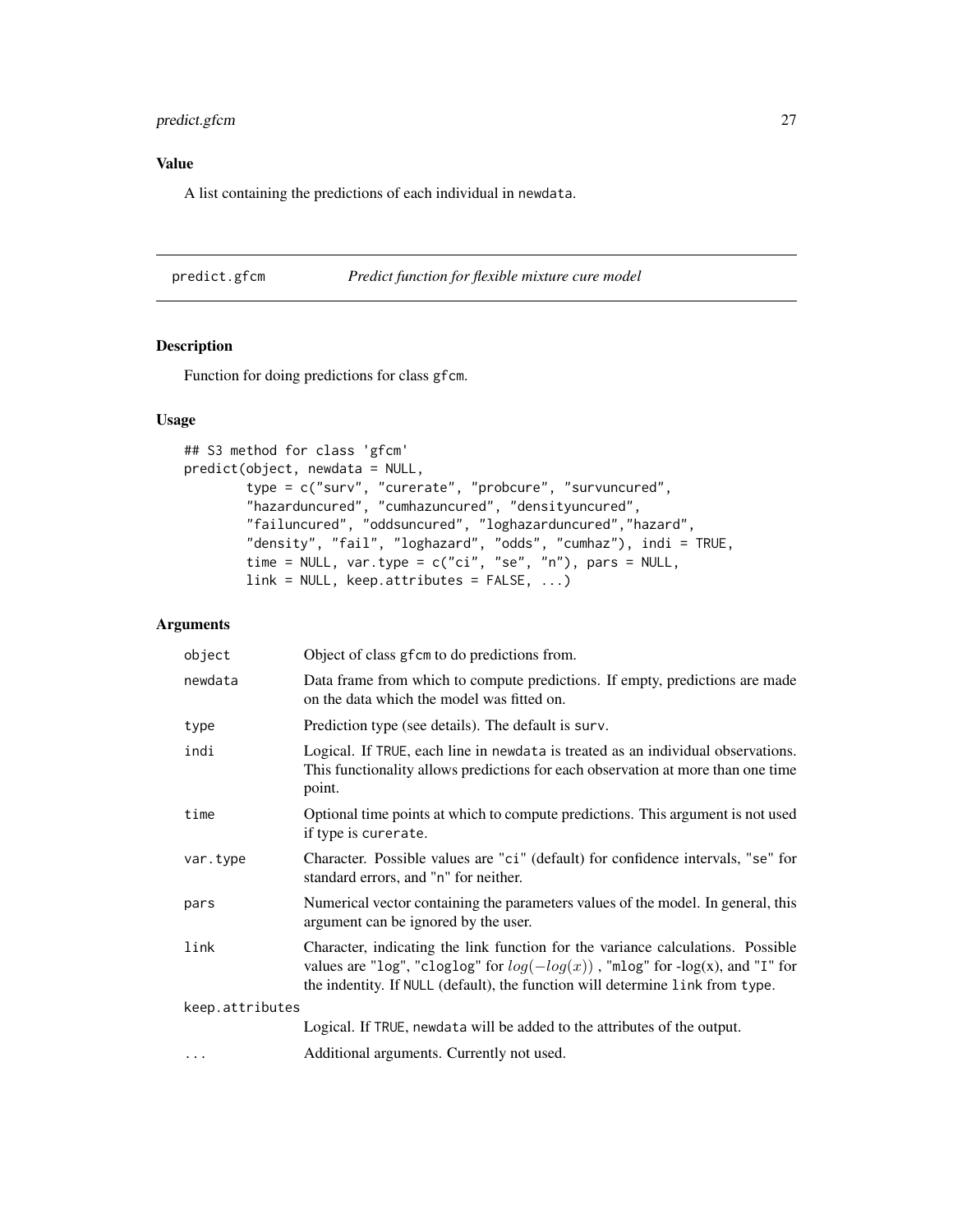## Value

A list containing the predictions of each individual in newdata.

---

# predict.gfcm *Predict function for flexible mixture cure model*

## Description

Function for doing predictions for class gfcm.

## Usage

```
## S3 method for class 'gfcm'
predict(object, newdata = NULL,
        type = c("surv", "curerate", "probcure", "survuncured",
        "hazarduncured", "cumhazuncured", "densityuncured",
        "failuncured", "oddsuncured", "loghazarduncured","hazard",
        "density", "fail", "loghazard", "odds", "cumhaz"), indi = TRUE,
        time = NULL, var.type = c("ci", "se", "n"), pars = NULL,
        link = NULL, keep.attributes = FALSE, ...)
```

## Arguments

| | |
|---|---|
| object | Object of class gfcm to do predictions from. |
| newdata | Data frame from which to compute predictions. If empty, predictions are made on the data which the model was fitted on. |
| type | Prediction type (see details). The default is surv. |
| indi | Logical. If TRUE, each line in newdata is treated as an individual observations. This functionality allows predictions for each observation at more than one time point. |
| time | Optional time points at which to compute predictions. This argument is not used if type is curerate. |
| var.type | Character. Possible values are "ci" (default) for confidence intervals, "se" for standard errors, and "n" for neither. |
| pars | Numerical vector containing the parameters values of the model. In general, this argument can be ignored by the user. |
| link | Character, indicating the link function for the variance calculations. Possible values are "log", "cloglog" for $log(-log(x))$ , "mlog" for -log(x), and "I" for the indentity. If NULL (default), the function will determine link from type. |
| keep.attributes | Logical. If TRUE, newdata will be added to the attributes of the output. |
| ... | Additional arguments. Currently not used. |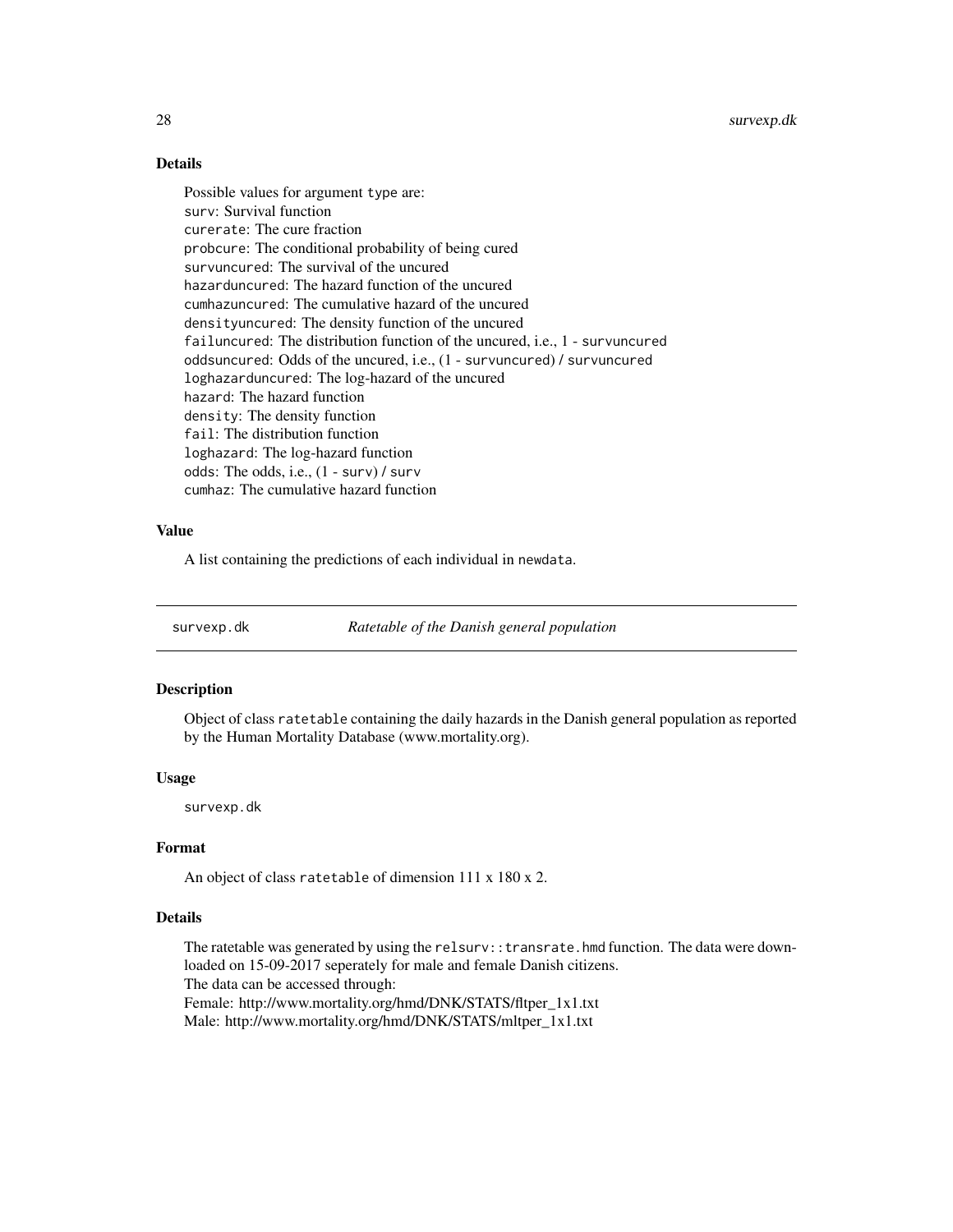### Details

Possible values for argument `type` are:
`surv`: Survival function
`curerate`: The cure fraction
`probcure`: The conditional probability of being cured
`survuncured`: The survival of the uncured
`hazarduncured`: The hazard function of the uncured
`cumhazuncured`: The cumulative hazard of the uncured
`densityuncured`: The density function of the uncured
`failuncured`: The distribution function of the uncured, i.e., 1 - `survuncured`
`oddsuncured`: Odds of the uncured, i.e., (1 - `survuncured`) / `survuncured`
`loghazarduncured`: The log-hazard of the uncured
`hazard`: The hazard function
`density`: The density function
`fail`: The distribution function
`loghazard`: The log-hazard function
`odds`: The odds, i.e., (1 - `surv`) / `surv`
`cumhaz`: The cumulative hazard function

### Value

A list containing the predictions of each individual in `newdata`.

---

## survexp.dk — *Ratetable of the Danish general population*

---

### Description

Object of class `ratetable` containing the daily hazards in the Danish general population as reported by the Human Mortality Database (www.mortality.org).

### Usage

```
survexp.dk
```

### Format

An object of class `ratetable` of dimension 111 x 180 x 2.

### Details

The ratetable was generated by using the `relsurv::transrate.hmd` function. The data were downloaded on 15-09-2017 seperately for male and female Danish citizens.
The data can be accessed through:
Female: http://www.mortality.org/hmd/DNK/STATS/fltper_1x1.txt
Male: http://www.mortality.org/hmd/DNK/STATS/mltper_1x1.txt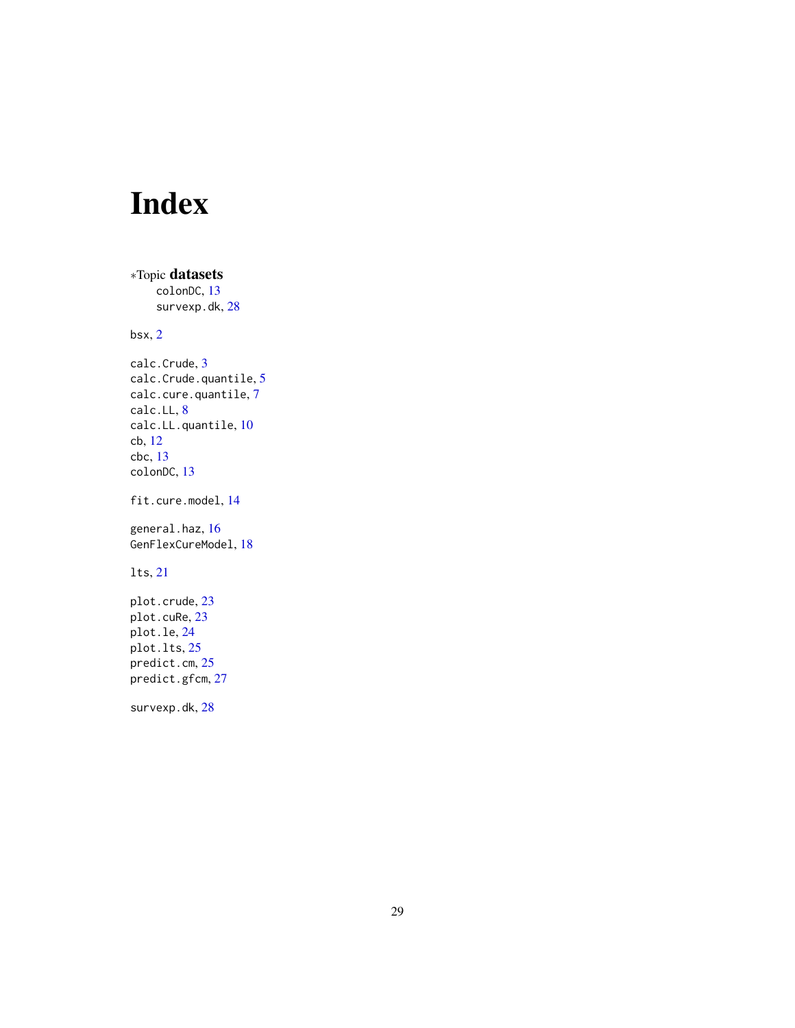# Index

*Topic **datasets**
    colonDC, 13
    survexp.dk, 28

bsx, 2

calc.Crude, 3
calc.Crude.quantile, 5
calc.cure.quantile, 7
calc.LL, 8
calc.LL.quantile, 10
cb, 12
cbc, 13
colonDC, 13

fit.cure.model, 14

general.haz, 16
GenFlexCureModel, 18

lts, 21

plot.crude, 23
plot.cuRe, 23
plot.le, 24
plot.lts, 25
predict.cm, 25
predict.gfcm, 27

survexp.dk, 28